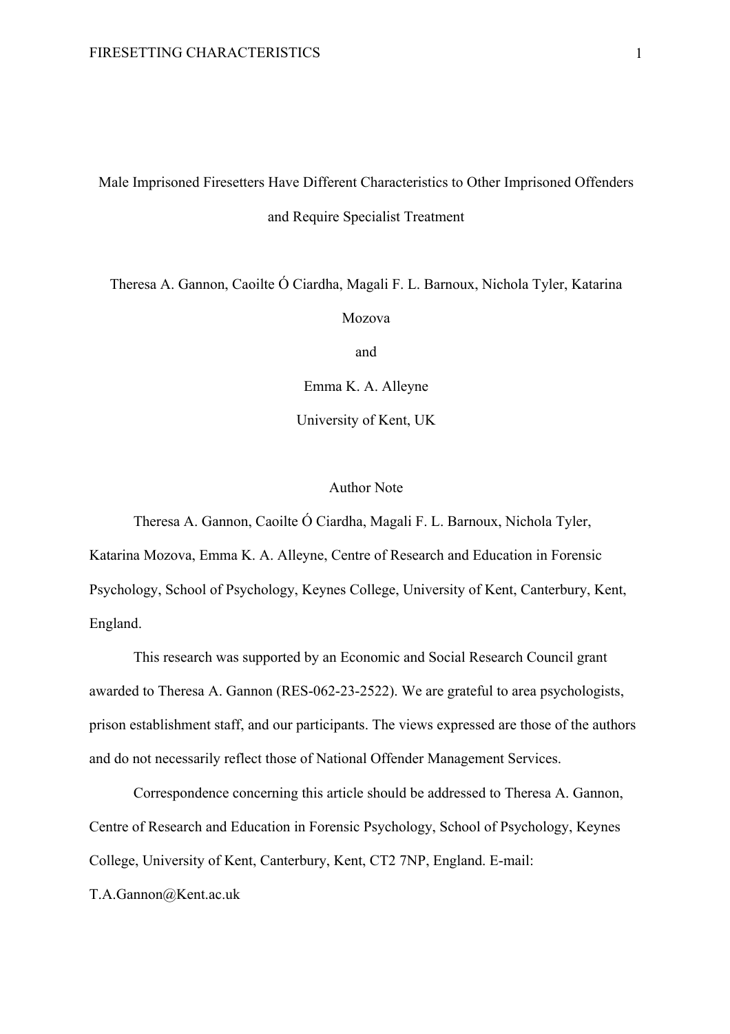# Male Imprisoned Firesetters Have Different Characteristics to Other Imprisoned Offenders and Require Specialist Treatment

Theresa A. Gannon, Caoilte Ó Ciardha, Magali F. L. Barnoux, Nichola Tyler, Katarina Mozova

and

Emma K. A. Alleyne

University of Kent, UK

## Author Note

Theresa A. Gannon, Caoilte Ó Ciardha, Magali F. L. Barnoux, Nichola Tyler, Katarina Mozova, Emma K. A. Alleyne, Centre of Research and Education in Forensic Psychology, School of Psychology, Keynes College, University of Kent, Canterbury, Kent, England.

This research was supported by an Economic and Social Research Council grant awarded to Theresa A. Gannon (RES-062-23-2522). We are grateful to area psychologists, prison establishment staff, and our participants. The views expressed are those of the authors and do not necessarily reflect those of National Offender Management Services.

Correspondence concerning this article should be addressed to Theresa A. Gannon, Centre of Research and Education in Forensic Psychology, School of Psychology, Keynes College, University of Kent, Canterbury, Kent, CT2 7NP, England. E-mail: T.A.Gannon@Kent.ac.uk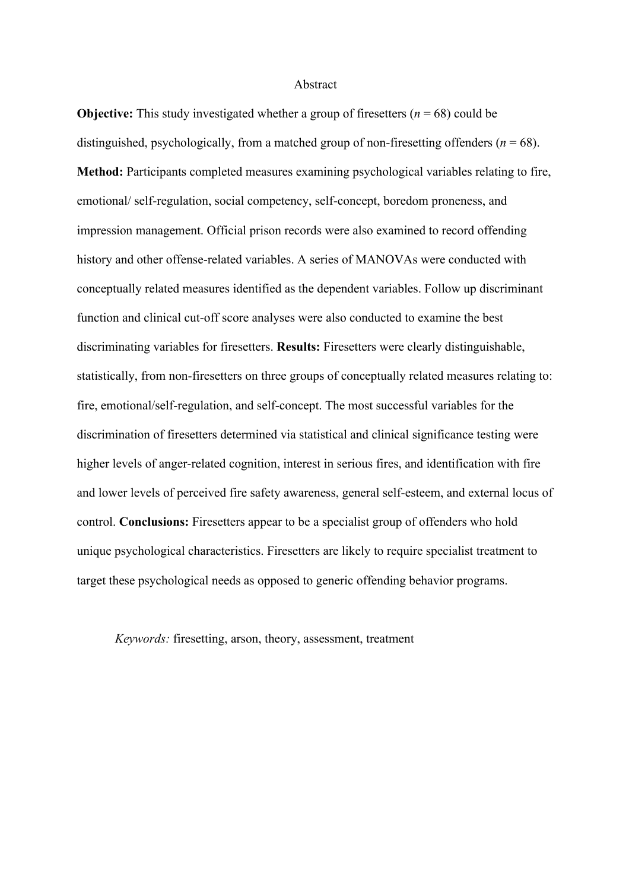# Abstract

**Objective:** This study investigated whether a group of firesetters (*n* = 68) could be distinguished, psychologically, from a matched group of non-firesetting offenders (*n* = 68). **Method:** Participants completed measures examining psychological variables relating to fire, emotional/ self-regulation, social competency, self-concept, boredom proneness, and impression management. Official prison records were also examined to record offending history and other offense-related variables. A series of MANOVAs were conducted with conceptually related measures identified as the dependent variables. Follow up discriminant function and clinical cut-off score analyses were also conducted to examine the best discriminating variables for firesetters. **Results:** Firesetters were clearly distinguishable, statistically, from non-firesetters on three groups of conceptually related measures relating to: fire, emotional/self-regulation, and self-concept. The most successful variables for the discrimination of firesetters determined via statistical and clinical significance testing were higher levels of anger-related cognition, interest in serious fires, and identification with fire and lower levels of perceived fire safety awareness, general self-esteem, and external locus of control. **Conclusions:** Firesetters appear to be a specialist group of offenders who hold unique psychological characteristics. Firesetters are likely to require specialist treatment to target these psychological needs as opposed to generic offending behavior programs.

*Keywords:* firesetting, arson, theory, assessment, treatment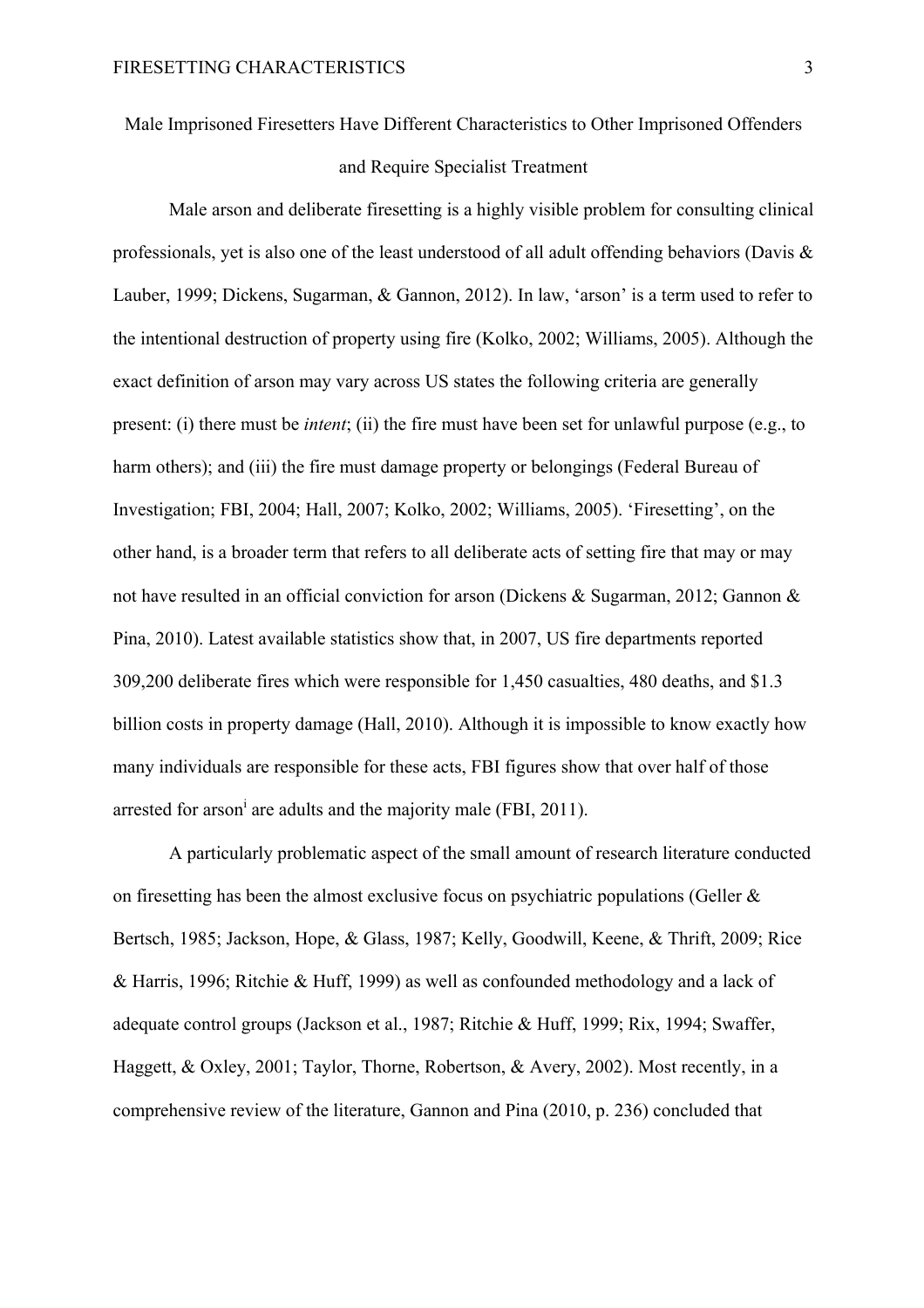# Male Imprisoned Firesetters Have Different Characteristics to Other Imprisoned Offenders and Require Specialist Treatment

Male arson and deliberate firesetting is a highly visible problem for consulting clinical professionals, yet is also one of the least understood of all adult offending behaviors (Davis & Lauber, 1999; Dickens, Sugarman, & Gannon, 2012). In law, 'arson' is a term used to refer to the intentional destruction of property using fire (Kolko, 2002; Williams, 2005). Although the exact definition of arson may vary across US states the following criteria are generally present: (i) there must be *intent*; (ii) the fire must have been set for unlawful purpose (e.g., to harm others); and (iii) the fire must damage property or belongings (Federal Bureau of Investigation; FBI, 2004; Hall, 2007; Kolko, 2002; Williams, 2005). 'Firesetting', on the other hand, is a broader term that refers to all deliberate acts of setting fire that may or may not have resulted in an official conviction for arson (Dickens & Sugarman, 2012; Gannon & Pina, 2010). Latest available statistics show that, in 2007, US fire departments reported 309,200 deliberate fires which were responsible for 1,450 casualties, 480 deaths, and $1.3 billion costs in property damage (Hall, 2010). Although it is impossible to know exactly how many individuals are responsible for these acts, FBI figures show that over half of those arrested for arson[i] are adults and the majority male (FBI, 2011).

A particularly problematic aspect of the small amount of research literature conducted on firesetting has been the almost exclusive focus on psychiatric populations (Geller & Bertsch, 1985; Jackson, Hope, & Glass, 1987; Kelly, Goodwill, Keene, & Thrift, 2009; Rice & Harris, 1996; Ritchie & Huff, 1999) as well as confounded methodology and a lack of adequate control groups (Jackson et al., 1987; Ritchie & Huff, 1999; Rix, 1994; Swaffer, Haggett, & Oxley, 2001; Taylor, Thorne, Robertson, & Avery, 2002). Most recently, in a comprehensive review of the literature, Gannon and Pina (2010, p. 236) concluded that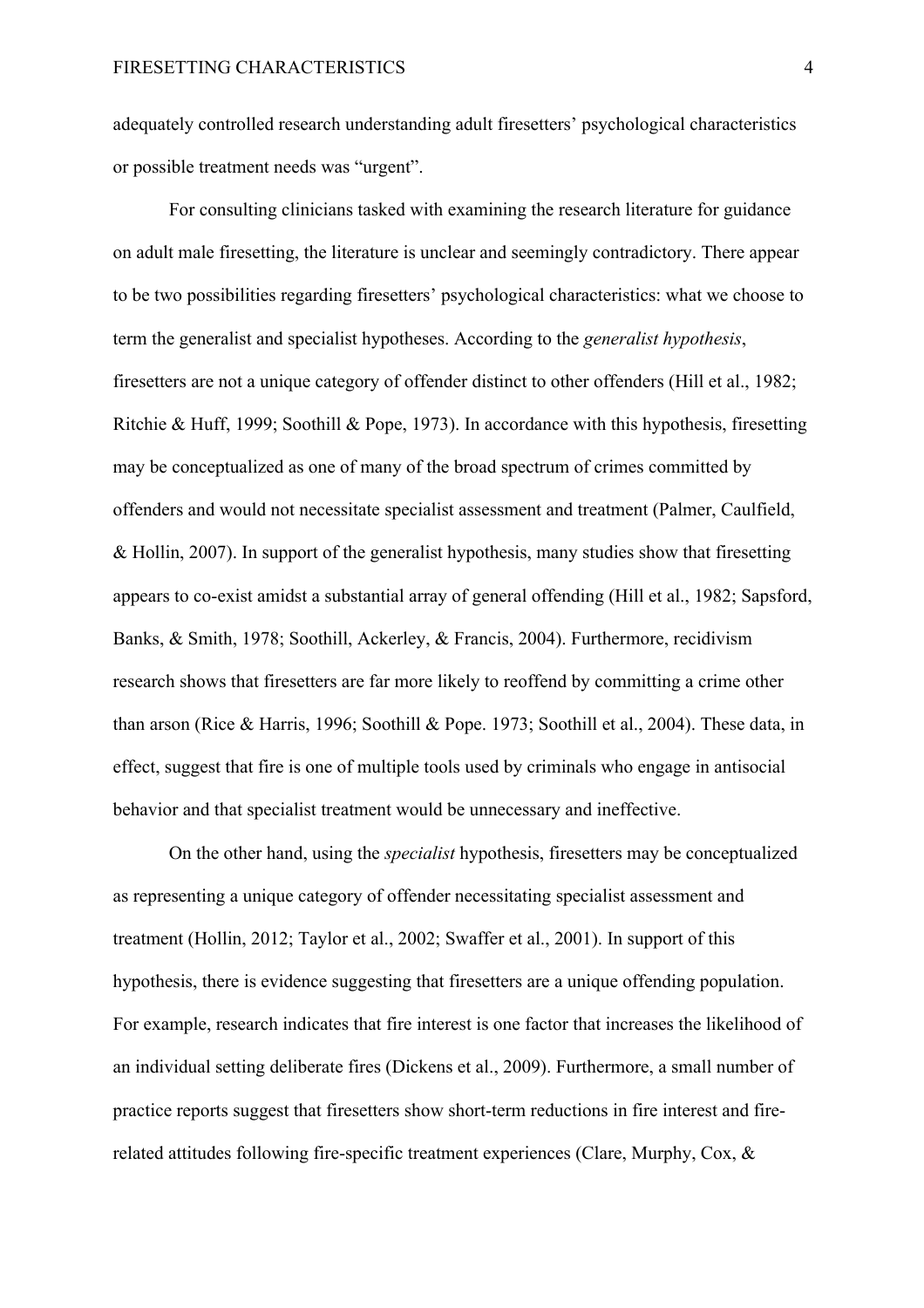adequately controlled research understanding adult firesetters' psychological characteristics or possible treatment needs was "urgent".

For consulting clinicians tasked with examining the research literature for guidance on adult male firesetting, the literature is unclear and seemingly contradictory. There appear to be two possibilities regarding firesetters' psychological characteristics: what we choose to term the generalist and specialist hypotheses. According to the *generalist hypothesis*, firesetters are not a unique category of offender distinct to other offenders (Hill et al., 1982; Ritchie & Huff, 1999; Soothill & Pope, 1973). In accordance with this hypothesis, firesetting may be conceptualized as one of many of the broad spectrum of crimes committed by offenders and would not necessitate specialist assessment and treatment (Palmer, Caulfield, & Hollin, 2007). In support of the generalist hypothesis, many studies show that firesetting appears to co-exist amidst a substantial array of general offending (Hill et al., 1982; Sapsford, Banks, & Smith, 1978; Soothill, Ackerley, & Francis, 2004). Furthermore, recidivism research shows that firesetters are far more likely to reoffend by committing a crime other than arson (Rice & Harris, 1996; Soothill & Pope. 1973; Soothill et al., 2004). These data, in effect, suggest that fire is one of multiple tools used by criminals who engage in antisocial behavior and that specialist treatment would be unnecessary and ineffective.

On the other hand, using the *specialist* hypothesis, firesetters may be conceptualized as representing a unique category of offender necessitating specialist assessment and treatment (Hollin, 2012; Taylor et al., 2002; Swaffer et al., 2001). In support of this hypothesis, there is evidence suggesting that firesetters are a unique offending population. For example, research indicates that fire interest is one factor that increases the likelihood of an individual setting deliberate fires (Dickens et al., 2009). Furthermore, a small number of practice reports suggest that firesetters show short-term reductions in fire interest and fire-related attitudes following fire-specific treatment experiences (Clare, Murphy, Cox, &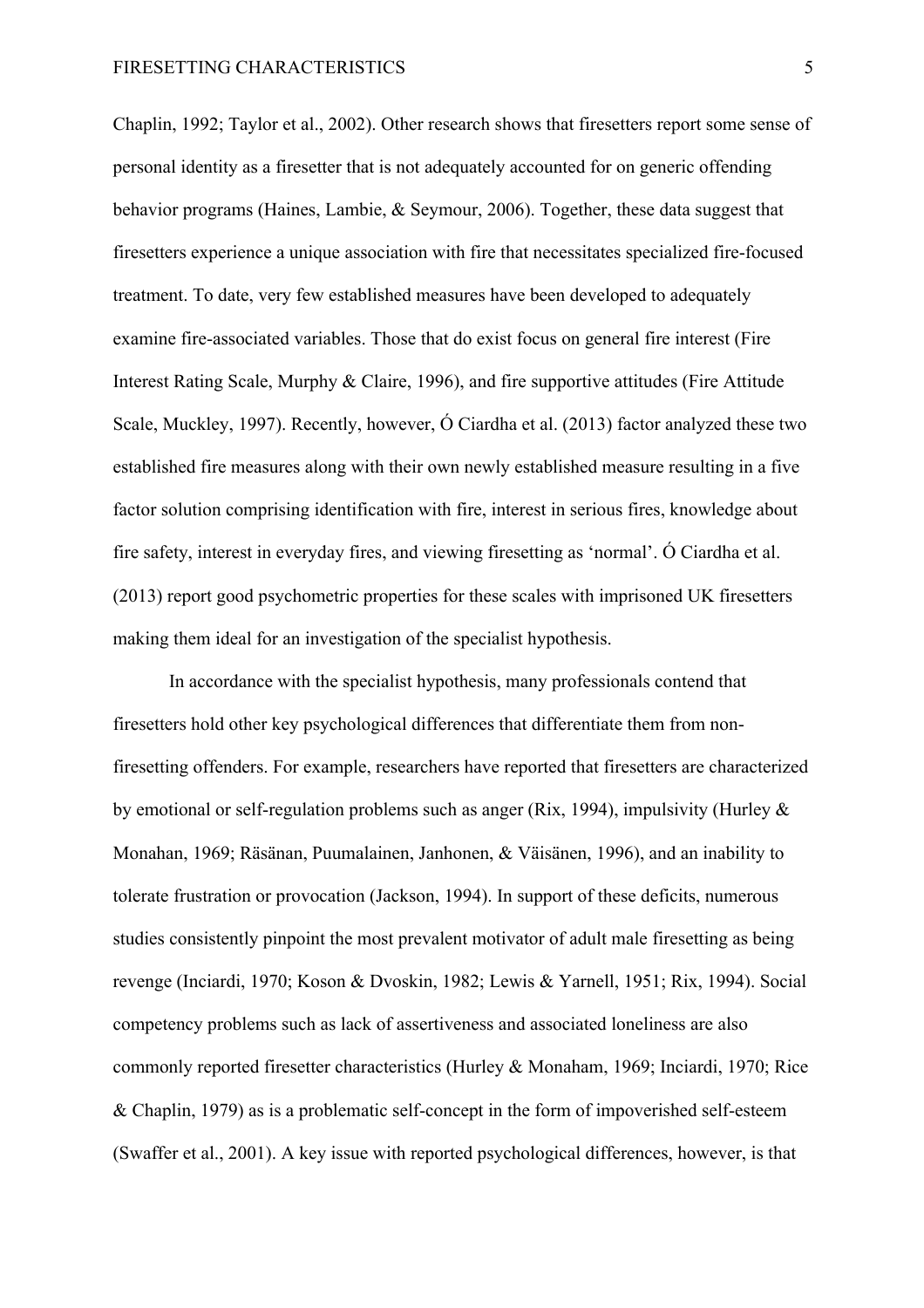Chaplin, 1992; Taylor et al., 2002). Other research shows that firesetters report some sense of personal identity as a firesetter that is not adequately accounted for on generic offending behavior programs (Haines, Lambie, & Seymour, 2006). Together, these data suggest that firesetters experience a unique association with fire that necessitates specialized fire-focused treatment. To date, very few established measures have been developed to adequately examine fire-associated variables. Those that do exist focus on general fire interest (Fire Interest Rating Scale, Murphy & Claire, 1996), and fire supportive attitudes (Fire Attitude Scale, Muckley, 1997). Recently, however, Ó Ciardha et al. (2013) factor analyzed these two established fire measures along with their own newly established measure resulting in a five factor solution comprising identification with fire, interest in serious fires, knowledge about fire safety, interest in everyday fires, and viewing firesetting as 'normal'. Ó Ciardha et al. (2013) report good psychometric properties for these scales with imprisoned UK firesetters making them ideal for an investigation of the specialist hypothesis.

In accordance with the specialist hypothesis, many professionals contend that firesetters hold other key psychological differences that differentiate them from non-firesetting offenders. For example, researchers have reported that firesetters are characterized by emotional or self-regulation problems such as anger (Rix, 1994), impulsivity (Hurley & Monahan, 1969; Räsänan, Puumalainen, Janhonen, & Väisänen, 1996), and an inability to tolerate frustration or provocation (Jackson, 1994). In support of these deficits, numerous studies consistently pinpoint the most prevalent motivator of adult male firesetting as being revenge (Inciardi, 1970; Koson & Dvoskin, 1982; Lewis & Yarnell, 1951; Rix, 1994). Social competency problems such as lack of assertiveness and associated loneliness are also commonly reported firesetter characteristics (Hurley & Monaham, 1969; Inciardi, 1970; Rice & Chaplin, 1979) as is a problematic self-concept in the form of impoverished self-esteem (Swaffer et al., 2001). A key issue with reported psychological differences, however, is that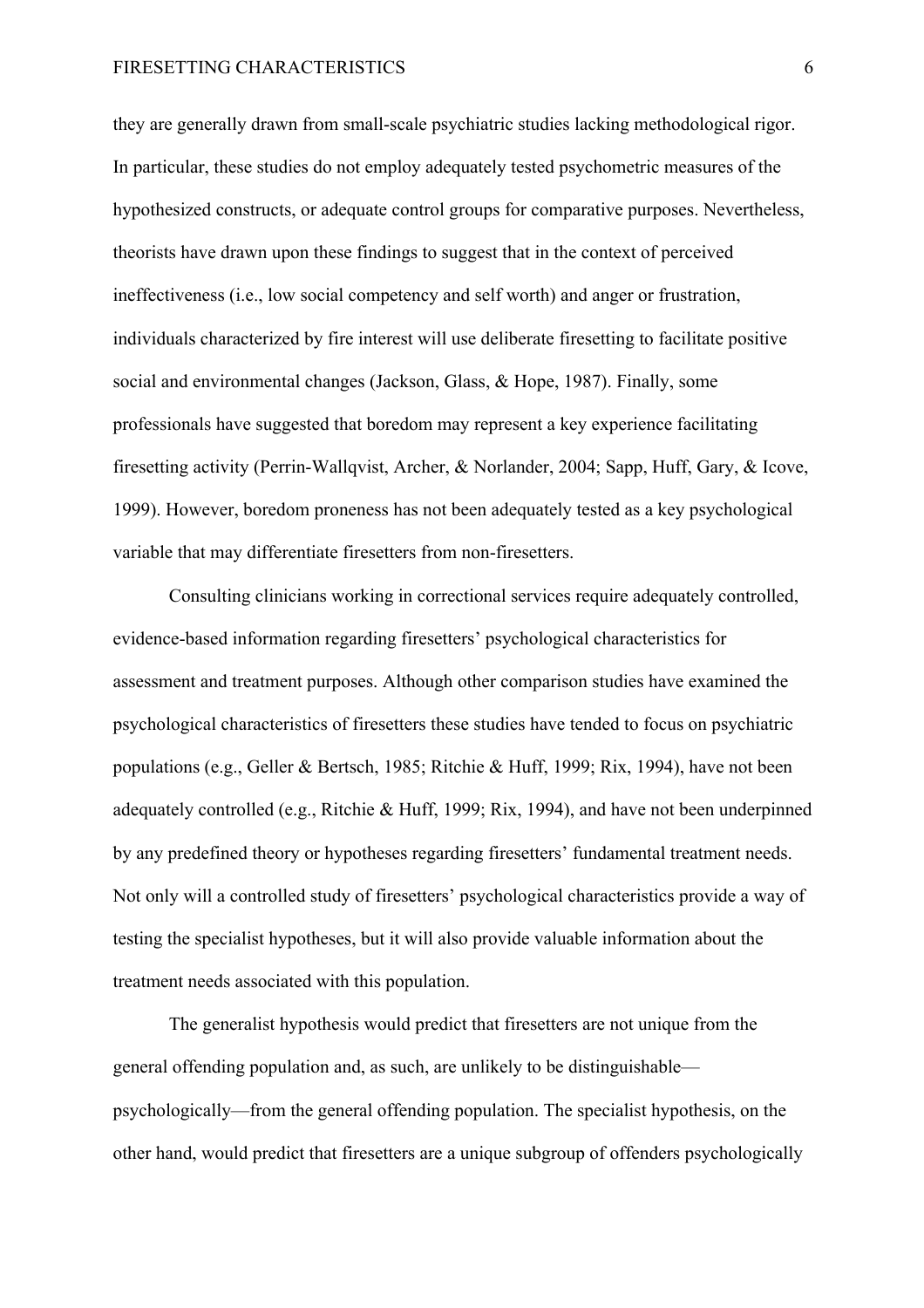they are generally drawn from small-scale psychiatric studies lacking methodological rigor. In particular, these studies do not employ adequately tested psychometric measures of the hypothesized constructs, or adequate control groups for comparative purposes. Nevertheless, theorists have drawn upon these findings to suggest that in the context of perceived ineffectiveness (i.e., low social competency and self worth) and anger or frustration, individuals characterized by fire interest will use deliberate firesetting to facilitate positive social and environmental changes (Jackson, Glass, & Hope, 1987). Finally, some professionals have suggested that boredom may represent a key experience facilitating firesetting activity (Perrin-Wallqvist, Archer, & Norlander, 2004; Sapp, Huff, Gary, & Icove, 1999). However, boredom proneness has not been adequately tested as a key psychological variable that may differentiate firesetters from non-firesetters.

Consulting clinicians working in correctional services require adequately controlled, evidence-based information regarding firesetters' psychological characteristics for assessment and treatment purposes. Although other comparison studies have examined the psychological characteristics of firesetters these studies have tended to focus on psychiatric populations (e.g., Geller & Bertsch, 1985; Ritchie & Huff, 1999; Rix, 1994), have not been adequately controlled (e.g., Ritchie & Huff, 1999; Rix, 1994), and have not been underpinned by any predefined theory or hypotheses regarding firesetters' fundamental treatment needs. Not only will a controlled study of firesetters' psychological characteristics provide a way of testing the specialist hypotheses, but it will also provide valuable information about the treatment needs associated with this population.

The generalist hypothesis would predict that firesetters are not unique from the general offending population and, as such, are unlikely to be distinguishable—psychologically—from the general offending population. The specialist hypothesis, on the other hand, would predict that firesetters are a unique subgroup of offenders psychologically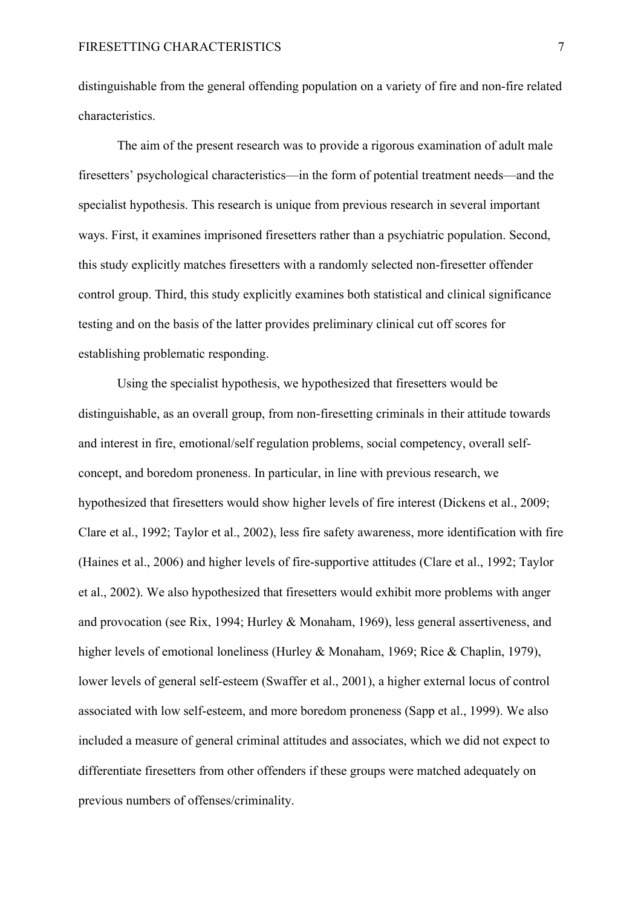distinguishable from the general offending population on a variety of fire and non-fire related characteristics.

The aim of the present research was to provide a rigorous examination of adult male firesetters' psychological characteristics—in the form of potential treatment needs—and the specialist hypothesis. This research is unique from previous research in several important ways. First, it examines imprisoned firesetters rather than a psychiatric population. Second, this study explicitly matches firesetters with a randomly selected non-firesetter offender control group. Third, this study explicitly examines both statistical and clinical significance testing and on the basis of the latter provides preliminary clinical cut off scores for establishing problematic responding.

Using the specialist hypothesis, we hypothesized that firesetters would be distinguishable, as an overall group, from non-firesetting criminals in their attitude towards and interest in fire, emotional/self regulation problems, social competency, overall self-concept, and boredom proneness. In particular, in line with previous research, we hypothesized that firesetters would show higher levels of fire interest (Dickens et al., 2009; Clare et al., 1992; Taylor et al., 2002), less fire safety awareness, more identification with fire (Haines et al., 2006) and higher levels of fire-supportive attitudes (Clare et al., 1992; Taylor et al., 2002). We also hypothesized that firesetters would exhibit more problems with anger and provocation (see Rix, 1994; Hurley & Monaham, 1969), less general assertiveness, and higher levels of emotional loneliness (Hurley & Monaham, 1969; Rice & Chaplin, 1979), lower levels of general self-esteem (Swaffer et al., 2001), a higher external locus of control associated with low self-esteem, and more boredom proneness (Sapp et al., 1999). We also included a measure of general criminal attitudes and associates, which we did not expect to differentiate firesetters from other offenders if these groups were matched adequately on previous numbers of offenses/criminality.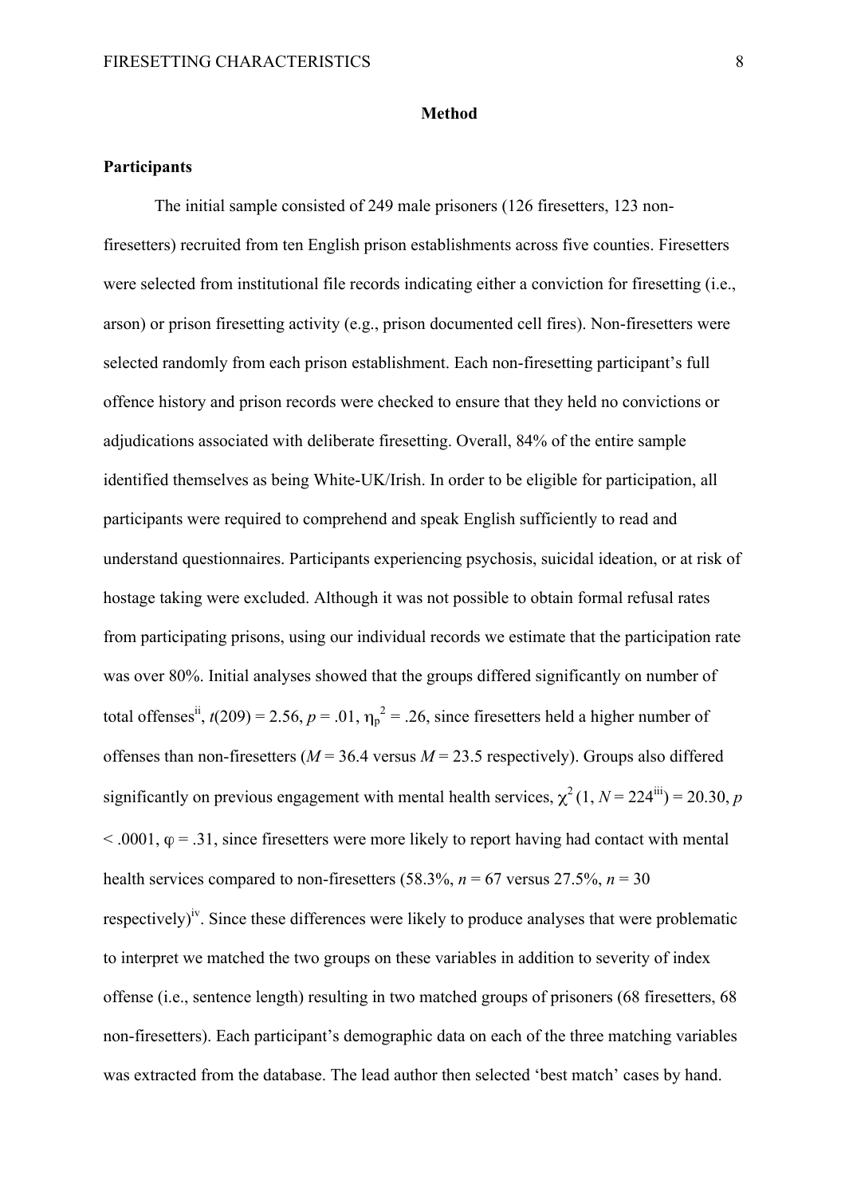## Method

### Participants

The initial sample consisted of 249 male prisoners (126 firesetters, 123 non-firesetters) recruited from ten English prison establishments across five counties. Firesetters were selected from institutional file records indicating either a conviction for firesetting (i.e., arson) or prison firesetting activity (e.g., prison documented cell fires). Non-firesetters were selected randomly from each prison establishment. Each non-firesetting participant's full offence history and prison records were checked to ensure that they held no convictions or adjudications associated with deliberate firesetting. Overall, 84% of the entire sample identified themselves as being White-UK/Irish. In order to be eligible for participation, all participants were required to comprehend and speak English sufficiently to read and understand questionnaires. Participants experiencing psychosis, suicidal ideation, or at risk of hostage taking were excluded. Although it was not possible to obtain formal refusal rates from participating prisons, using our individual records we estimate that the participation rate was over 80%. Initial analyses showed that the groups differed significantly on number of total offenses[ii], $t(209) = 2.56$, $p = .01$, $\eta_p^2 = .26$, since firesetters held a higher number of offenses than non-firesetters ($M = 36.4$ versus $M = 23.5$ respectively). Groups also differed significantly on previous engagement with mental health services, $\chi^2$ (1, $N = 224$[iii]) = 20.30, $p < .0001$, $\varphi = .31$, since firesetters were more likely to report having had contact with mental health services compared to non-firesetters (58.3%, $n = 67$ versus 27.5%, $n = 30$ respectively)[iv]. Since these differences were likely to produce analyses that were problematic to interpret we matched the two groups on these variables in addition to severity of index offense (i.e., sentence length) resulting in two matched groups of prisoners (68 firesetters, 68 non-firesetters). Each participant's demographic data on each of the three matching variables was extracted from the database. The lead author then selected 'best match' cases by hand.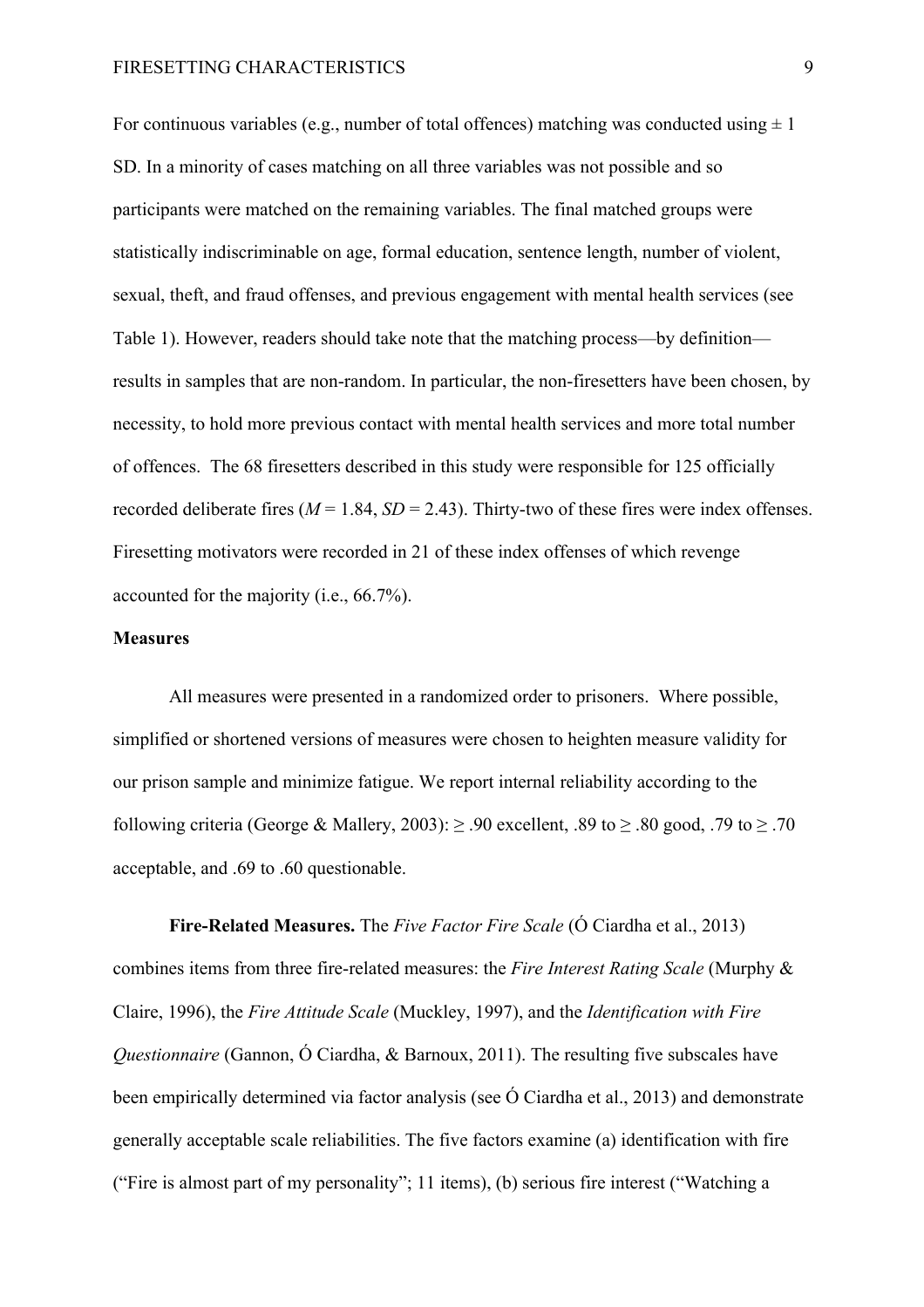For continuous variables (e.g., number of total offences) matching was conducted using ± 1 SD. In a minority of cases matching on all three variables was not possible and so participants were matched on the remaining variables. The final matched groups were statistically indiscriminable on age, formal education, sentence length, number of violent, sexual, theft, and fraud offenses, and previous engagement with mental health services (see Table 1). However, readers should take note that the matching process—by definition—results in samples that are non-random. In particular, the non-firesetters have been chosen, by necessity, to hold more previous contact with mental health services and more total number of offences. The 68 firesetters described in this study were responsible for 125 officially recorded deliberate fires ($M$ = 1.84, $SD$ = 2.43). Thirty-two of these fires were index offenses. Firesetting motivators were recorded in 21 of these index offenses of which revenge accounted for the majority (i.e., 66.7%).

**Measures**

All measures were presented in a randomized order to prisoners. Where possible, simplified or shortened versions of measures were chosen to heighten measure validity for our prison sample and minimize fatigue. We report internal reliability according to the following criteria (George & Mallery, 2003): ≥ .90 excellent, .89 to ≥ .80 good, .79 to ≥ .70 acceptable, and .69 to .60 questionable.

**Fire-Related Measures.** The *Five Factor Fire Scale* (Ó Ciardha et al., 2013) combines items from three fire-related measures: the *Fire Interest Rating Scale* (Murphy & Claire, 1996), the *Fire Attitude Scale* (Muckley, 1997), and the *Identification with Fire Questionnaire* (Gannon, Ó Ciardha, & Barnoux, 2011). The resulting five subscales have been empirically determined via factor analysis (see Ó Ciardha et al., 2013) and demonstrate generally acceptable scale reliabilities. The five factors examine (a) identification with fire ("Fire is almost part of my personality"; 11 items), (b) serious fire interest ("Watching a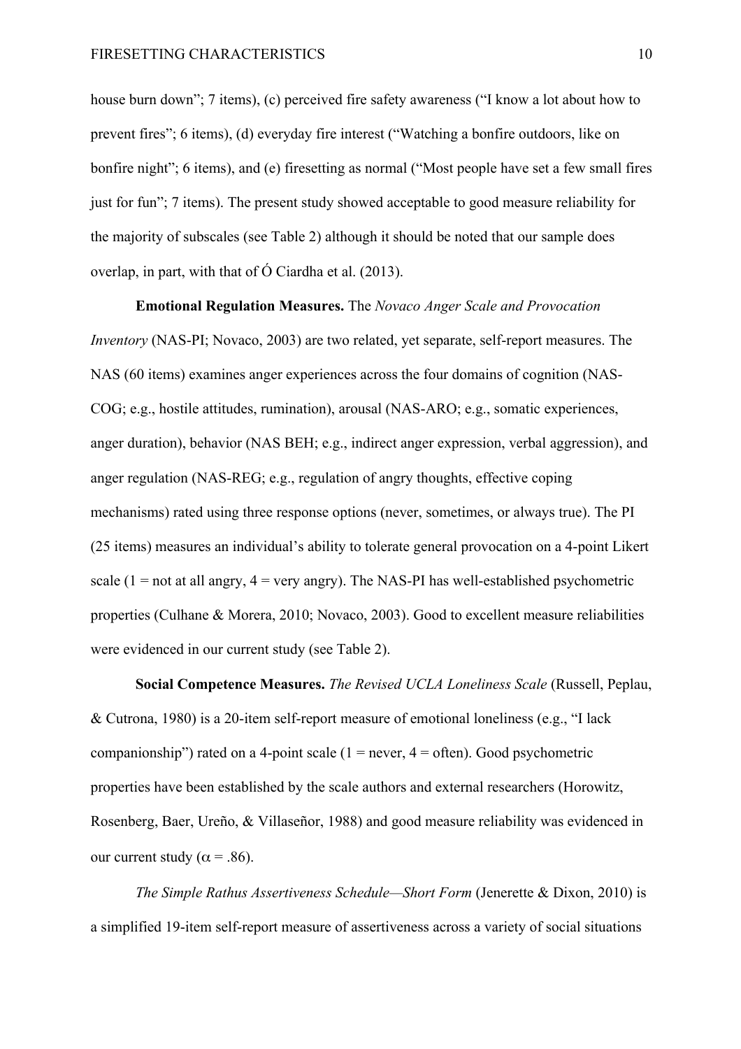house burn down"; 7 items), (c) perceived fire safety awareness ("I know a lot about how to prevent fires"; 6 items), (d) everyday fire interest ("Watching a bonfire outdoors, like on bonfire night"; 6 items), and (e) firesetting as normal ("Most people have set a few small fires just for fun"; 7 items). The present study showed acceptable to good measure reliability for the majority of subscales (see Table 2) although it should be noted that our sample does overlap, in part, with that of Ó Ciardha et al. (2013).

**Emotional Regulation Measures.** The *Novaco Anger Scale and Provocation Inventory* (NAS-PI; Novaco, 2003) are two related, yet separate, self-report measures. The NAS (60 items) examines anger experiences across the four domains of cognition (NAS-COG; e.g., hostile attitudes, rumination), arousal (NAS-ARO; e.g., somatic experiences, anger duration), behavior (NAS BEH; e.g., indirect anger expression, verbal aggression), and anger regulation (NAS-REG; e.g., regulation of angry thoughts, effective coping mechanisms) rated using three response options (never, sometimes, or always true). The PI (25 items) measures an individual's ability to tolerate general provocation on a 4-point Likert scale (1 = not at all angry, 4 = very angry). The NAS-PI has well-established psychometric properties (Culhane & Morera, 2010; Novaco, 2003). Good to excellent measure reliabilities were evidenced in our current study (see Table 2).

**Social Competence Measures.** *The Revised UCLA Loneliness Scale* (Russell, Peplau, & Cutrona, 1980) is a 20-item self-report measure of emotional loneliness (e.g., "I lack companionship") rated on a 4-point scale (1 = never, 4 = often). Good psychometric properties have been established by the scale authors and external researchers (Horowitz, Rosenberg, Baer, Ureño, & Villaseñor, 1988) and good measure reliability was evidenced in our current study ($\alpha = .86$).

*The Simple Rathus Assertiveness Schedule—Short Form* (Jenerette & Dixon, 2010) is a simplified 19-item self-report measure of assertiveness across a variety of social situations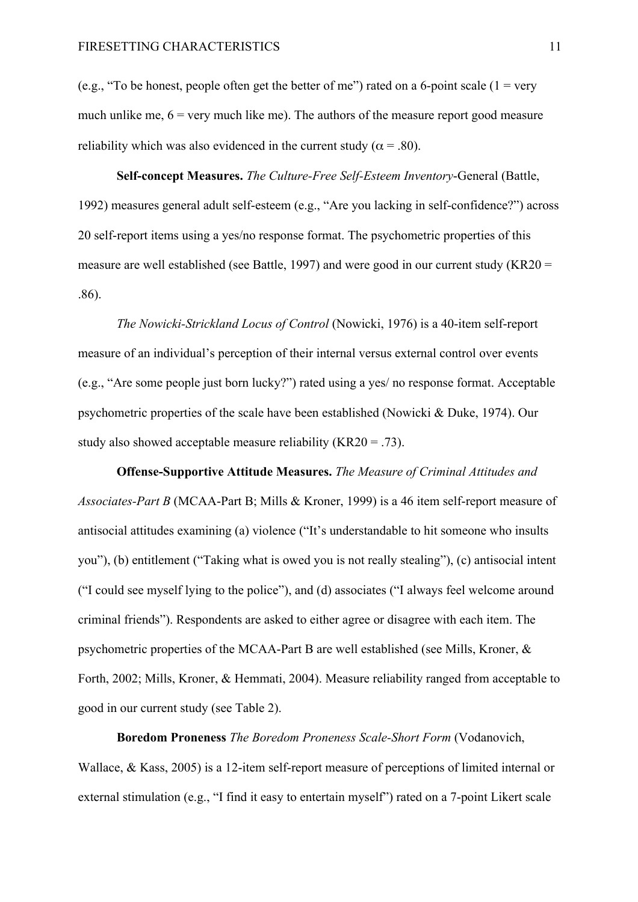(e.g., "To be honest, people often get the better of me") rated on a 6-point scale (1 = very much unlike me, 6 = very much like me). The authors of the measure report good measure reliability which was also evidenced in the current study ($\alpha = .80$).

**Self-concept Measures.** *The Culture-Free Self-Esteem Inventory*-General (Battle, 1992) measures general adult self-esteem (e.g., "Are you lacking in self-confidence?") across 20 self-report items using a yes/no response format. The psychometric properties of this measure are well established (see Battle, 1997) and were good in our current study (KR20 = .86).

*The Nowicki-Strickland Locus of Control* (Nowicki, 1976) is a 40-item self-report measure of an individual's perception of their internal versus external control over events (e.g., "Are some people just born lucky?") rated using a yes/ no response format. Acceptable psychometric properties of the scale have been established (Nowicki & Duke, 1974). Our study also showed acceptable measure reliability (KR20 = .73).

**Offense-Supportive Attitude Measures.** *The Measure of Criminal Attitudes and Associates-Part B* (MCAA-Part B; Mills & Kroner, 1999) is a 46 item self-report measure of antisocial attitudes examining (a) violence ("It's understandable to hit someone who insults you"), (b) entitlement ("Taking what is owed you is not really stealing"), (c) antisocial intent ("I could see myself lying to the police"), and (d) associates ("I always feel welcome around criminal friends"). Respondents are asked to either agree or disagree with each item. The psychometric properties of the MCAA-Part B are well established (see Mills, Kroner, & Forth, 2002; Mills, Kroner, & Hemmati, 2004). Measure reliability ranged from acceptable to good in our current study (see Table 2).

**Boredom Proneness** *The Boredom Proneness Scale-Short Form* (Vodanovich, Wallace, & Kass, 2005) is a 12-item self-report measure of perceptions of limited internal or external stimulation (e.g., "I find it easy to entertain myself") rated on a 7-point Likert scale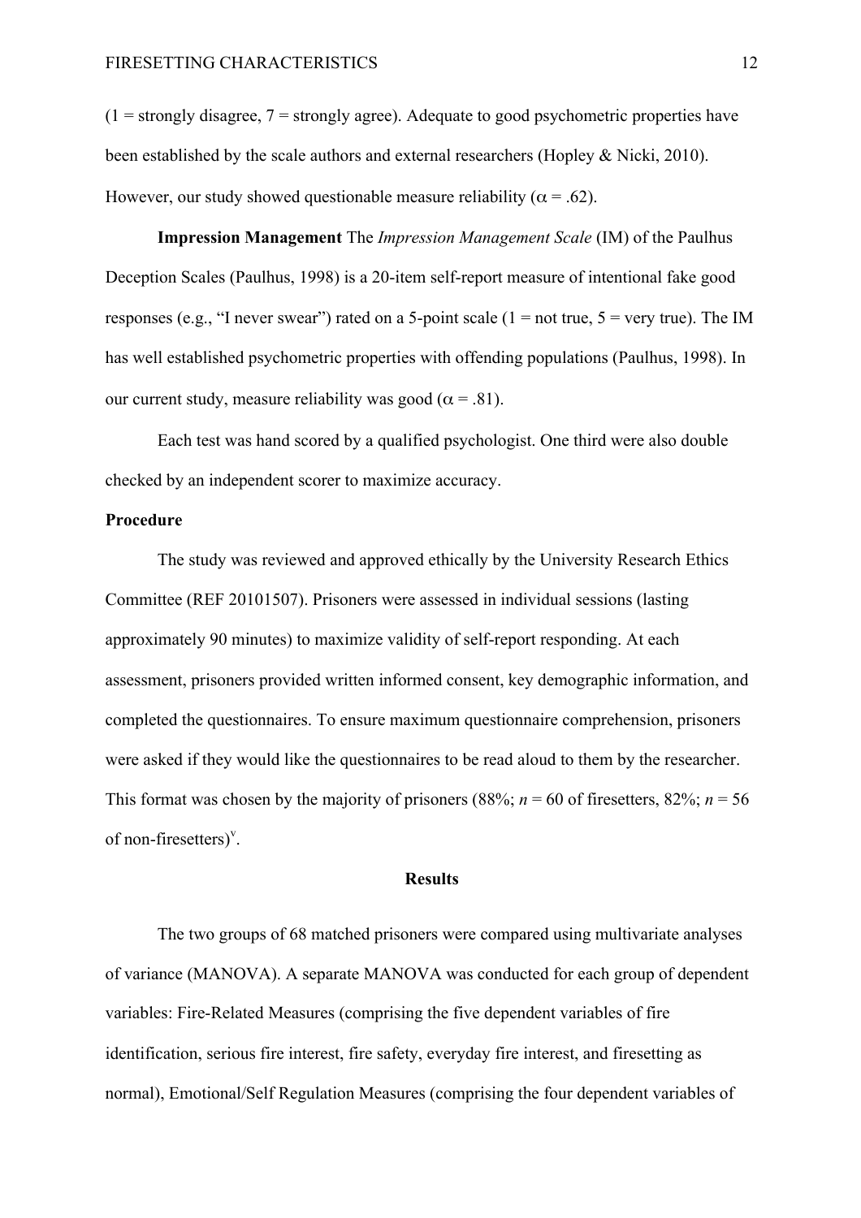(1 = strongly disagree, 7 = strongly agree). Adequate to good psychometric properties have been established by the scale authors and external researchers (Hopley & Nicki, 2010). However, our study showed questionable measure reliability ($\alpha = .62$).

**Impression Management** The *Impression Management Scale* (IM) of the Paulhus Deception Scales (Paulhus, 1998) is a 20-item self-report measure of intentional fake good responses (e.g., "I never swear") rated on a 5-point scale (1 = not true, 5 = very true). The IM has well established psychometric properties with offending populations (Paulhus, 1998). In our current study, measure reliability was good ($\alpha = .81$).

Each test was hand scored by a qualified psychologist. One third were also double checked by an independent scorer to maximize accuracy.

**Procedure**

The study was reviewed and approved ethically by the University Research Ethics Committee (REF 20101507). Prisoners were assessed in individual sessions (lasting approximately 90 minutes) to maximize validity of self-report responding. At each assessment, prisoners provided written informed consent, key demographic information, and completed the questionnaires. To ensure maximum questionnaire comprehension, prisoners were asked if they would like the questionnaires to be read aloud to them by the researcher. This format was chosen by the majority of prisoners (88%; *n* = 60 of firesetters, 82%; *n* = 56 of non-firesetters)[v].

## Results

The two groups of 68 matched prisoners were compared using multivariate analyses of variance (MANOVA). A separate MANOVA was conducted for each group of dependent variables: Fire-Related Measures (comprising the five dependent variables of fire identification, serious fire interest, fire safety, everyday fire interest, and firesetting as normal), Emotional/Self Regulation Measures (comprising the four dependent variables of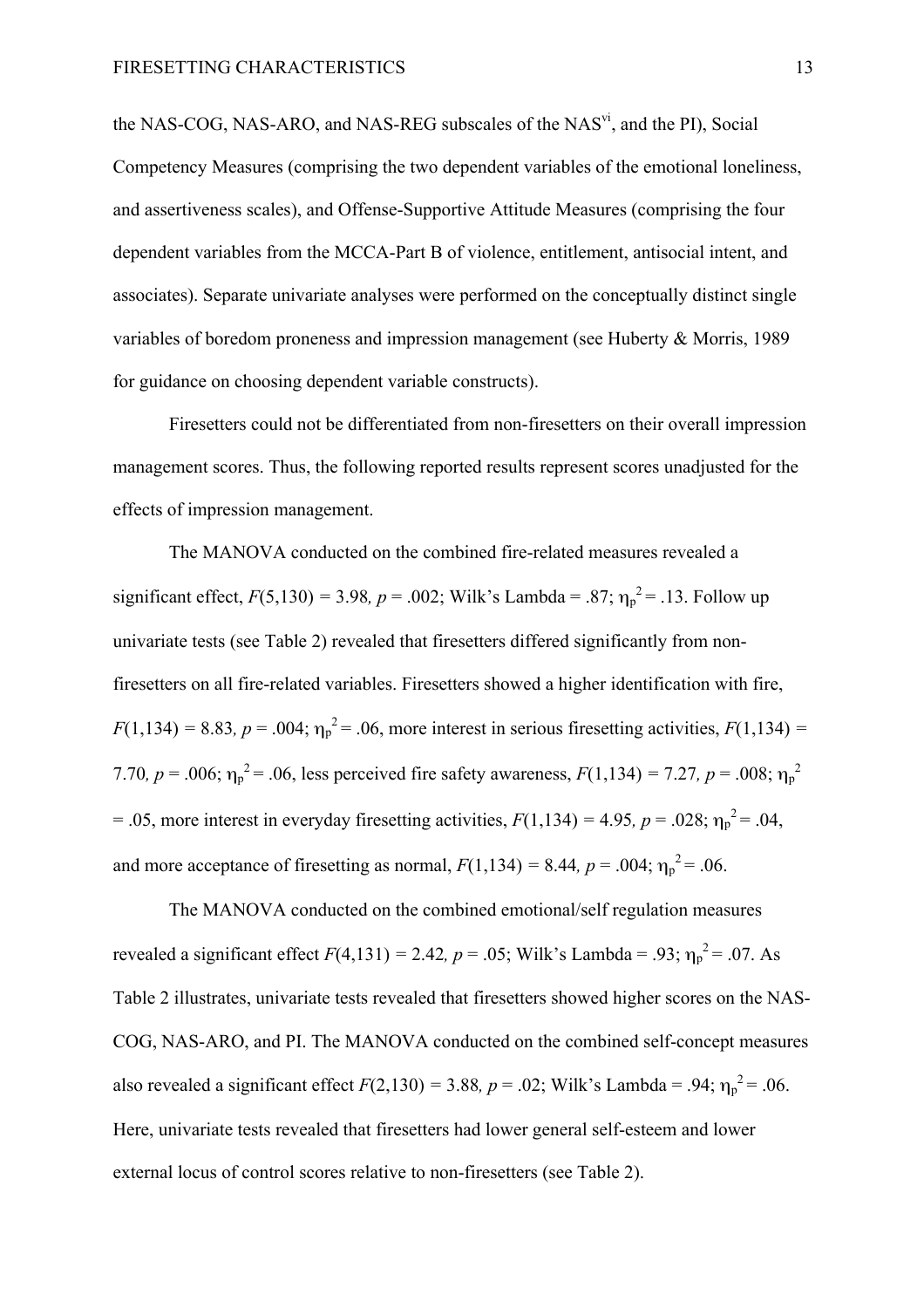the NAS-COG, NAS-ARO, and NAS-REG subscales of the NAS[vi], and the PI), Social Competency Measures (comprising the two dependent variables of the emotional loneliness, and assertiveness scales), and Offense-Supportive Attitude Measures (comprising the four dependent variables from the MCCA-Part B of violence, entitlement, antisocial intent, and associates). Separate univariate analyses were performed on the conceptually distinct single variables of boredom proneness and impression management (see Huberty & Morris, 1989 for guidance on choosing dependent variable constructs).

Firesetters could not be differentiated from non-firesetters on their overall impression management scores. Thus, the following reported results represent scores unadjusted for the effects of impression management.

The MANOVA conducted on the combined fire-related measures revealed a significant effect, $F(5,130) = 3.98$, $p = .002$; Wilk's Lambda = .87; $\eta_p^2 = .13$. Follow up univariate tests (see Table 2) revealed that firesetters differed significantly from non-firesetters on all fire-related variables. Firesetters showed a higher identification with fire, $F(1,134) = 8.83$, $p = .004$; $\eta_p^2 = .06$, more interest in serious firesetting activities, $F(1,134) = 7.70$, $p = .006$; $\eta_p^2 = .06$, less perceived fire safety awareness, $F(1,134) = 7.27$, $p = .008$; $\eta_p^2 = .05$, more interest in everyday firesetting activities, $F(1,134) = 4.95$, $p = .028$; $\eta_p^2 = .04$, and more acceptance of firesetting as normal, $F(1,134) = 8.44$, $p = .004$; $\eta_p^2 = .06$.

The MANOVA conducted on the combined emotional/self regulation measures revealed a significant effect $F(4,131) = 2.42$, $p = .05$; Wilk's Lambda = .93; $\eta_p^2 = .07$. As Table 2 illustrates, univariate tests revealed that firesetters showed higher scores on the NAS-COG, NAS-ARO, and PI. The MANOVA conducted on the combined self-concept measures also revealed a significant effect $F(2,130) = 3.88$, $p = .02$; Wilk's Lambda = .94; $\eta_p^2 = .06$. Here, univariate tests revealed that firesetters had lower general self-esteem and lower external locus of control scores relative to non-firesetters (see Table 2).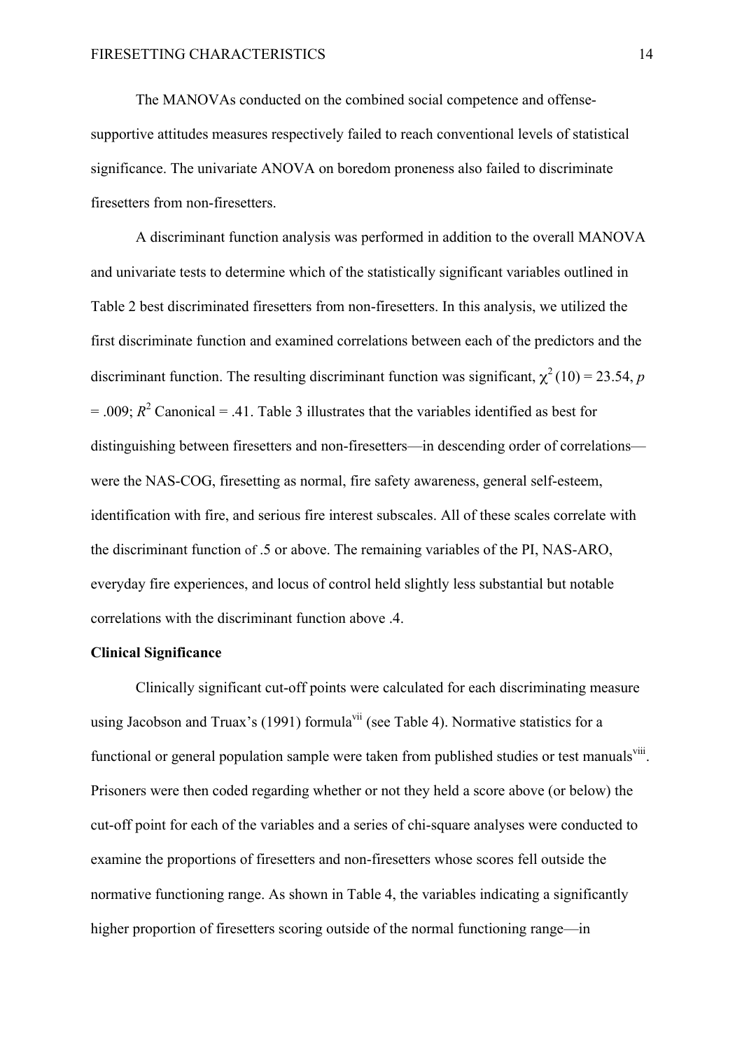The MANOVAs conducted on the combined social competence and offense-supportive attitudes measures respectively failed to reach conventional levels of statistical significance. The univariate ANOVA on boredom proneness also failed to discriminate firesetters from non-firesetters.

A discriminant function analysis was performed in addition to the overall MANOVA and univariate tests to determine which of the statistically significant variables outlined in Table 2 best discriminated firesetters from non-firesetters. In this analysis, we utilized the first discriminate function and examined correlations between each of the predictors and the discriminant function. The resulting discriminant function was significant, $\chi^2\,(10) = 23.54$, $p = .009$; $R^2$ Canonical = .41. Table 3 illustrates that the variables identified as best for distinguishing between firesetters and non-firesetters—in descending order of correlations—were the NAS-COG, firesetting as normal, fire safety awareness, general self-esteem, identification with fire, and serious fire interest subscales. All of these scales correlate with the discriminant function of .5 or above. The remaining variables of the PI, NAS-ARO, everyday fire experiences, and locus of control held slightly less substantial but notable correlations with the discriminant function above .4.

**Clinical Significance**

Clinically significant cut-off points were calculated for each discriminating measure using Jacobson and Truax's (1991) formula[vii] (see Table 4). Normative statistics for a functional or general population sample were taken from published studies or test manuals[viii]. Prisoners were then coded regarding whether or not they held a score above (or below) the cut-off point for each of the variables and a series of chi-square analyses were conducted to examine the proportions of firesetters and non-firesetters whose scores fell outside the normative functioning range. As shown in Table 4, the variables indicating a significantly higher proportion of firesetters scoring outside of the normal functioning range—in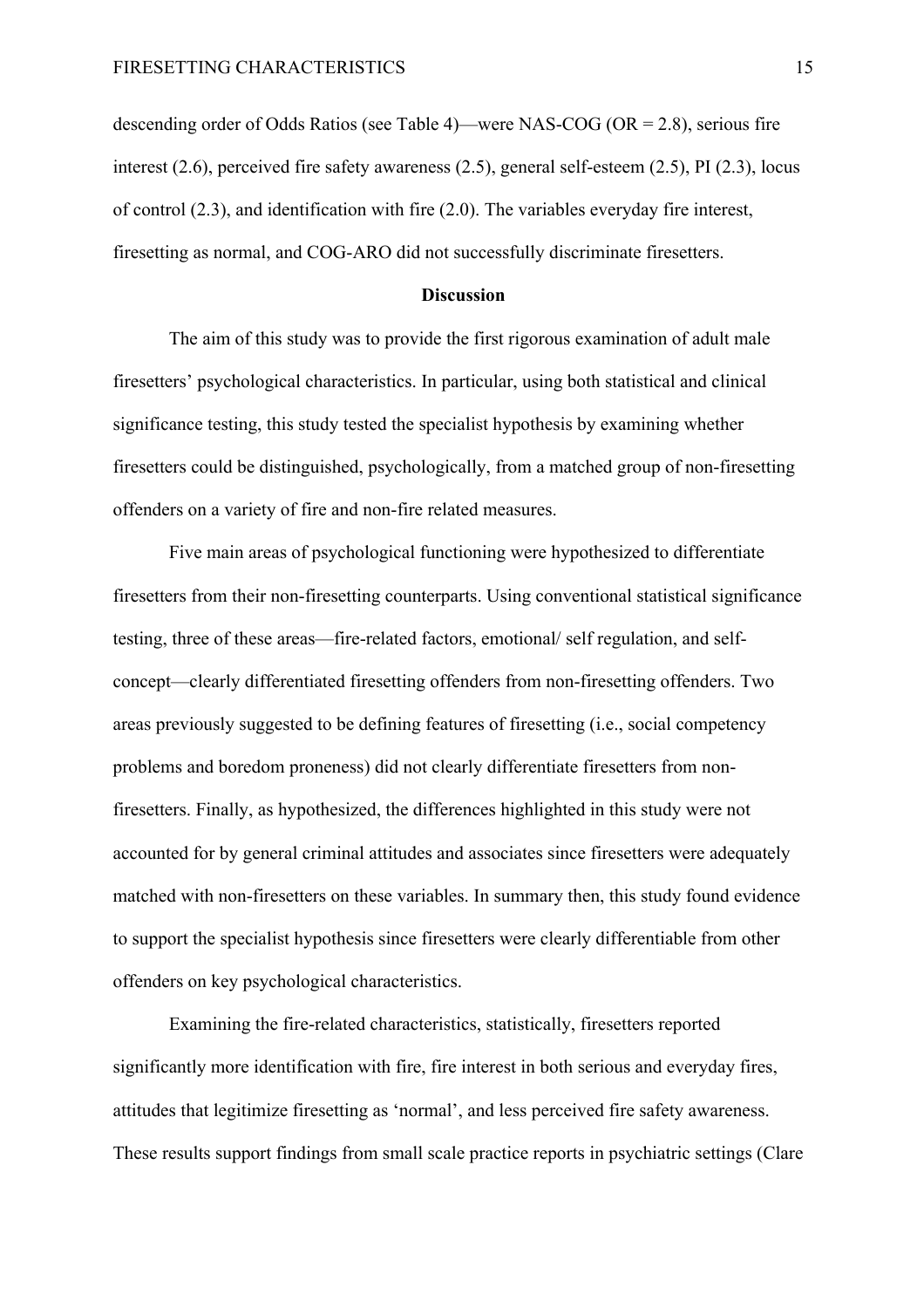descending order of Odds Ratios (see Table 4)—were NAS-COG (OR = 2.8), serious fire interest (2.6), perceived fire safety awareness (2.5), general self-esteem (2.5), PI (2.3), locus of control (2.3), and identification with fire (2.0). The variables everyday fire interest, firesetting as normal, and COG-ARO did not successfully discriminate firesetters.

## Discussion

The aim of this study was to provide the first rigorous examination of adult male firesetters' psychological characteristics. In particular, using both statistical and clinical significance testing, this study tested the specialist hypothesis by examining whether firesetters could be distinguished, psychologically, from a matched group of non-firesetting offenders on a variety of fire and non-fire related measures.

Five main areas of psychological functioning were hypothesized to differentiate firesetters from their non-firesetting counterparts. Using conventional statistical significance testing, three of these areas—fire-related factors, emotional/ self regulation, and self-concept—clearly differentiated firesetting offenders from non-firesetting offenders. Two areas previously suggested to be defining features of firesetting (i.e., social competency problems and boredom proneness) did not clearly differentiate firesetters from non-firesetters. Finally, as hypothesized, the differences highlighted in this study were not accounted for by general criminal attitudes and associates since firesetters were adequately matched with non-firesetters on these variables. In summary then, this study found evidence to support the specialist hypothesis since firesetters were clearly differentiable from other offenders on key psychological characteristics.

Examining the fire-related characteristics, statistically, firesetters reported significantly more identification with fire, fire interest in both serious and everyday fires, attitudes that legitimize firesetting as 'normal', and less perceived fire safety awareness. These results support findings from small scale practice reports in psychiatric settings (Clare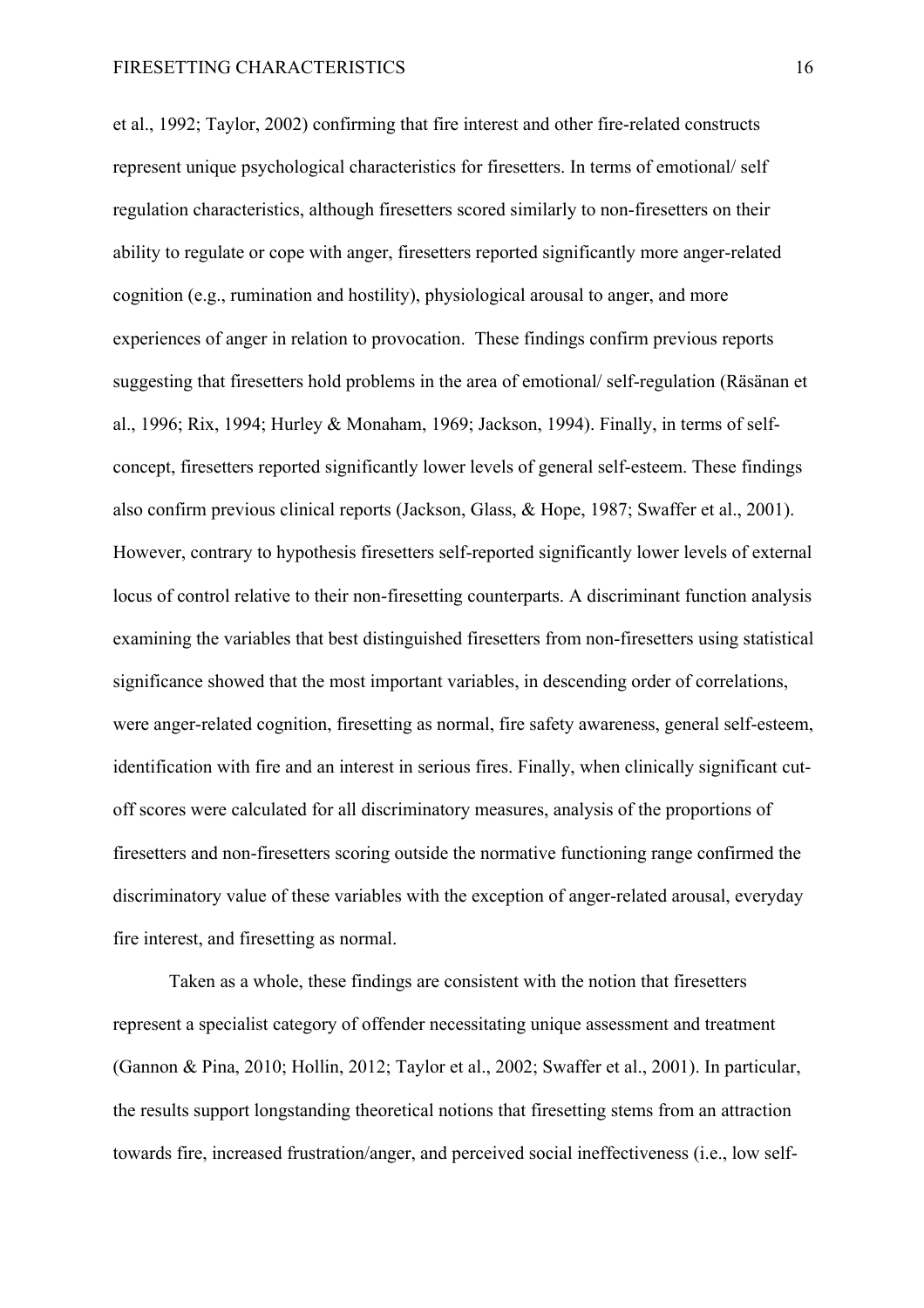et al., 1992; Taylor, 2002) confirming that fire interest and other fire-related constructs represent unique psychological characteristics for firesetters. In terms of emotional/ self regulation characteristics, although firesetters scored similarly to non-firesetters on their ability to regulate or cope with anger, firesetters reported significantly more anger-related cognition (e.g., rumination and hostility), physiological arousal to anger, and more experiences of anger in relation to provocation. These findings confirm previous reports suggesting that firesetters hold problems in the area of emotional/ self-regulation (Räsänan et al., 1996; Rix, 1994; Hurley & Monaham, 1969; Jackson, 1994). Finally, in terms of self-concept, firesetters reported significantly lower levels of general self-esteem. These findings also confirm previous clinical reports (Jackson, Glass, & Hope, 1987; Swaffer et al., 2001). However, contrary to hypothesis firesetters self-reported significantly lower levels of external locus of control relative to their non-firesetting counterparts. A discriminant function analysis examining the variables that best distinguished firesetters from non-firesetters using statistical significance showed that the most important variables, in descending order of correlations, were anger-related cognition, firesetting as normal, fire safety awareness, general self-esteem, identification with fire and an interest in serious fires. Finally, when clinically significant cut-off scores were calculated for all discriminatory measures, analysis of the proportions of firesetters and non-firesetters scoring outside the normative functioning range confirmed the discriminatory value of these variables with the exception of anger-related arousal, everyday fire interest, and firesetting as normal.

Taken as a whole, these findings are consistent with the notion that firesetters represent a specialist category of offender necessitating unique assessment and treatment (Gannon & Pina, 2010; Hollin, 2012; Taylor et al., 2002; Swaffer et al., 2001). In particular, the results support longstanding theoretical notions that firesetting stems from an attraction towards fire, increased frustration/anger, and perceived social ineffectiveness (i.e., low self-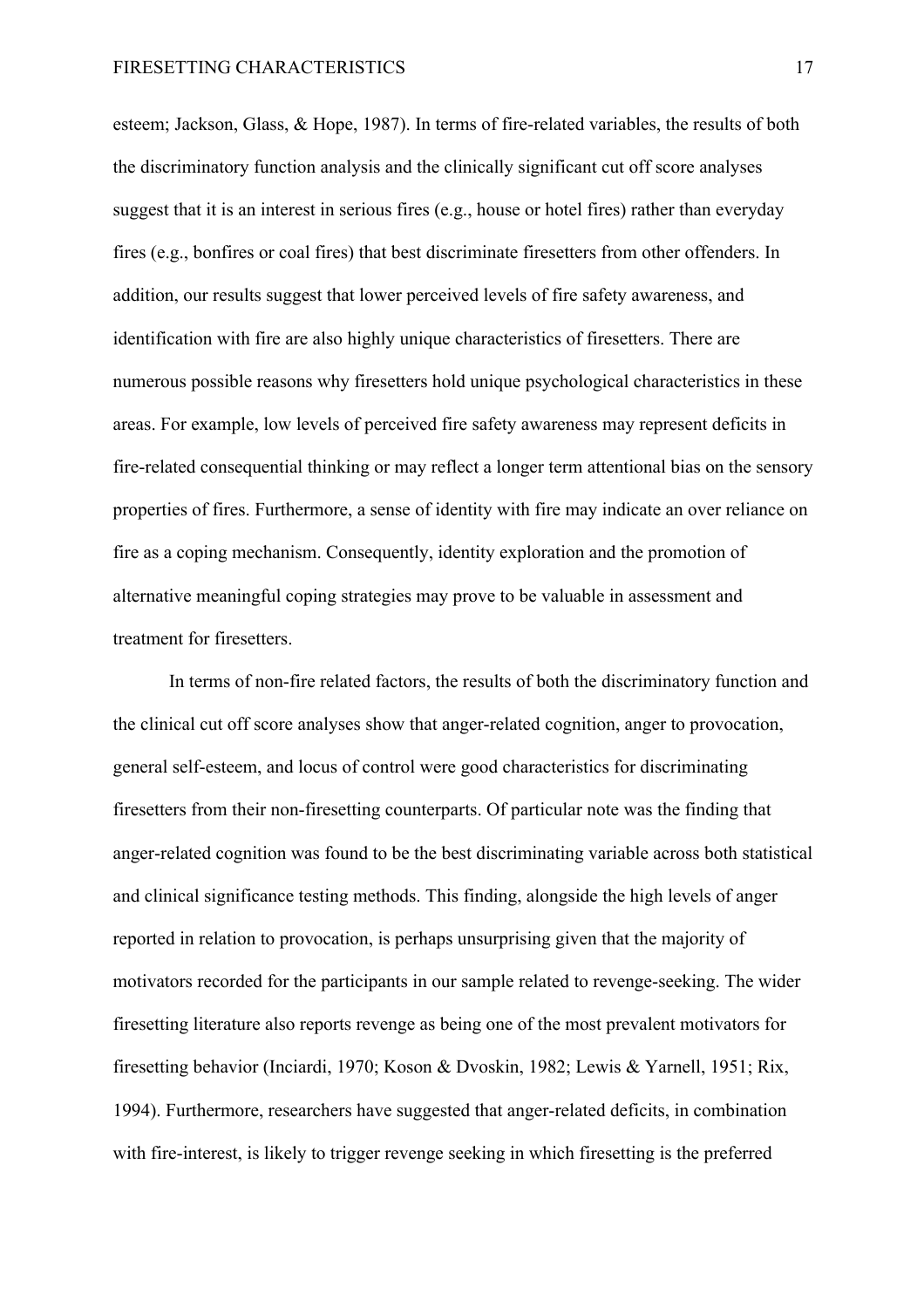esteem; Jackson, Glass, & Hope, 1987). In terms of fire-related variables, the results of both the discriminatory function analysis and the clinically significant cut off score analyses suggest that it is an interest in serious fires (e.g., house or hotel fires) rather than everyday fires (e.g., bonfires or coal fires) that best discriminate firesetters from other offenders. In addition, our results suggest that lower perceived levels of fire safety awareness, and identification with fire are also highly unique characteristics of firesetters. There are numerous possible reasons why firesetters hold unique psychological characteristics in these areas. For example, low levels of perceived fire safety awareness may represent deficits in fire-related consequential thinking or may reflect a longer term attentional bias on the sensory properties of fires. Furthermore, a sense of identity with fire may indicate an over reliance on fire as a coping mechanism. Consequently, identity exploration and the promotion of alternative meaningful coping strategies may prove to be valuable in assessment and treatment for firesetters.

In terms of non-fire related factors, the results of both the discriminatory function and the clinical cut off score analyses show that anger-related cognition, anger to provocation, general self-esteem, and locus of control were good characteristics for discriminating firesetters from their non-firesetting counterparts. Of particular note was the finding that anger-related cognition was found to be the best discriminating variable across both statistical and clinical significance testing methods. This finding, alongside the high levels of anger reported in relation to provocation, is perhaps unsurprising given that the majority of motivators recorded for the participants in our sample related to revenge-seeking. The wider firesetting literature also reports revenge as being one of the most prevalent motivators for firesetting behavior (Inciardi, 1970; Koson & Dvoskin, 1982; Lewis & Yarnell, 1951; Rix, 1994). Furthermore, researchers have suggested that anger-related deficits, in combination with fire-interest, is likely to trigger revenge seeking in which firesetting is the preferred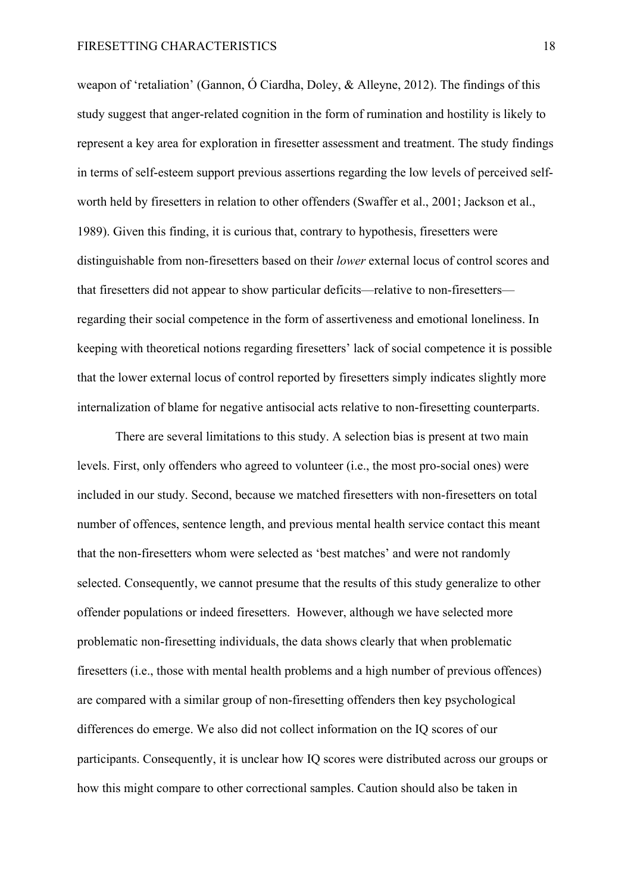weapon of 'retaliation' (Gannon, Ó Ciardha, Doley, & Alleyne, 2012). The findings of this study suggest that anger-related cognition in the form of rumination and hostility is likely to represent a key area for exploration in firesetter assessment and treatment. The study findings in terms of self-esteem support previous assertions regarding the low levels of perceived self-worth held by firesetters in relation to other offenders (Swaffer et al., 2001; Jackson et al., 1989). Given this finding, it is curious that, contrary to hypothesis, firesetters were distinguishable from non-firesetters based on their *lower* external locus of control scores and that firesetters did not appear to show particular deficits—relative to non-firesetters—regarding their social competence in the form of assertiveness and emotional loneliness. In keeping with theoretical notions regarding firesetters' lack of social competence it is possible that the lower external locus of control reported by firesetters simply indicates slightly more internalization of blame for negative antisocial acts relative to non-firesetting counterparts.

There are several limitations to this study. A selection bias is present at two main levels. First, only offenders who agreed to volunteer (i.e., the most pro-social ones) were included in our study. Second, because we matched firesetters with non-firesetters on total number of offences, sentence length, and previous mental health service contact this meant that the non-firesetters whom were selected as 'best matches' and were not randomly selected. Consequently, we cannot presume that the results of this study generalize to other offender populations or indeed firesetters. However, although we have selected more problematic non-firesetting individuals, the data shows clearly that when problematic firesetters (i.e., those with mental health problems and a high number of previous offences) are compared with a similar group of non-firesetting offenders then key psychological differences do emerge. We also did not collect information on the IQ scores of our participants. Consequently, it is unclear how IQ scores were distributed across our groups or how this might compare to other correctional samples. Caution should also be taken in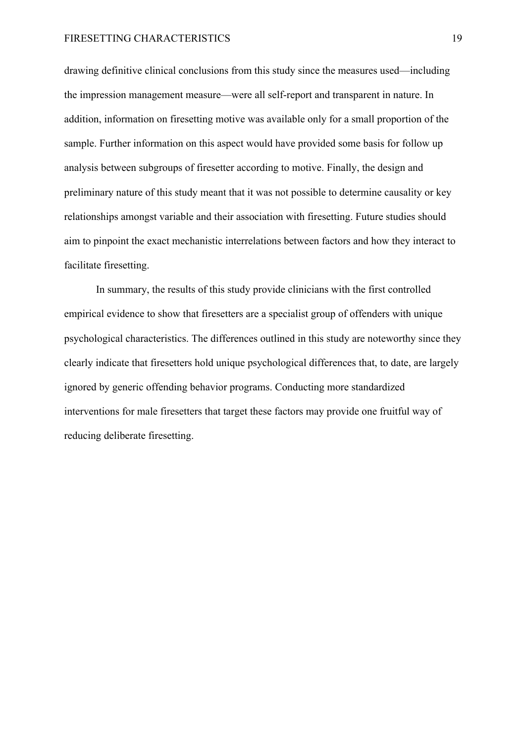drawing definitive clinical conclusions from this study since the measures used—including the impression management measure—were all self-report and transparent in nature. In addition, information on firesetting motive was available only for a small proportion of the sample. Further information on this aspect would have provided some basis for follow up analysis between subgroups of firesetter according to motive. Finally, the design and preliminary nature of this study meant that it was not possible to determine causality or key relationships amongst variable and their association with firesetting. Future studies should aim to pinpoint the exact mechanistic interrelations between factors and how they interact to facilitate firesetting.

In summary, the results of this study provide clinicians with the first controlled empirical evidence to show that firesetters are a specialist group of offenders with unique psychological characteristics. The differences outlined in this study are noteworthy since they clearly indicate that firesetters hold unique psychological differences that, to date, are largely ignored by generic offending behavior programs. Conducting more standardized interventions for male firesetters that target these factors may provide one fruitful way of reducing deliberate firesetting.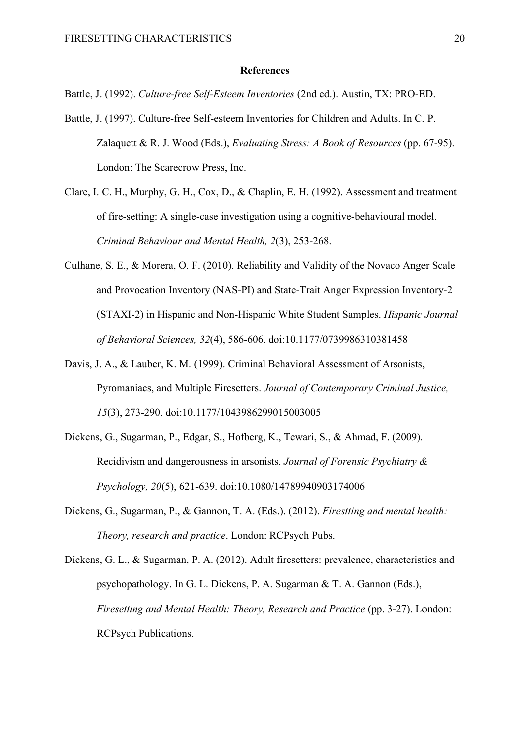# References

Battle, J. (1992). *Culture-free Self-Esteem Inventories* (2nd ed.). Austin, TX: PRO-ED.

Battle, J. (1997). Culture-free Self-esteem Inventories for Children and Adults. In C. P. Zalaquett & R. J. Wood (Eds.), *Evaluating Stress: A Book of Resources* (pp. 67-95). London: The Scarecrow Press, Inc.

Clare, I. C. H., Murphy, G. H., Cox, D., & Chaplin, E. H. (1992). Assessment and treatment of fire-setting: A single-case investigation using a cognitive-behavioural model. *Criminal Behaviour and Mental Health, 2*(3), 253-268.

Culhane, S. E., & Morera, O. F. (2010). Reliability and Validity of the Novaco Anger Scale and Provocation Inventory (NAS-PI) and State-Trait Anger Expression Inventory-2 (STAXI-2) in Hispanic and Non-Hispanic White Student Samples. *Hispanic Journal of Behavioral Sciences, 32*(4), 586-606. doi:10.1177/0739986310381458

Davis, J. A., & Lauber, K. M. (1999). Criminal Behavioral Assessment of Arsonists, Pyromaniacs, and Multiple Firesetters. *Journal of Contemporary Criminal Justice, 15*(3), 273-290. doi:10.1177/1043986299015003005

Dickens, G., Sugarman, P., Edgar, S., Hofberg, K., Tewari, S., & Ahmad, F. (2009). Recidivism and dangerousness in arsonists. *Journal of Forensic Psychiatry & Psychology, 20*(5), 621-639. doi:10.1080/14789940903174006

Dickens, G., Sugarman, P., & Gannon, T. A. (Eds.). (2012). *Firestting and mental health: Theory, research and practice*. London: RCPsych Pubs.

Dickens, G. L., & Sugarman, P. A. (2012). Adult firesetters: prevalence, characteristics and psychopathology. In G. L. Dickens, P. A. Sugarman & T. A. Gannon (Eds.), *Firesetting and Mental Health: Theory, Research and Practice* (pp. 3-27). London: RCPsych Publications.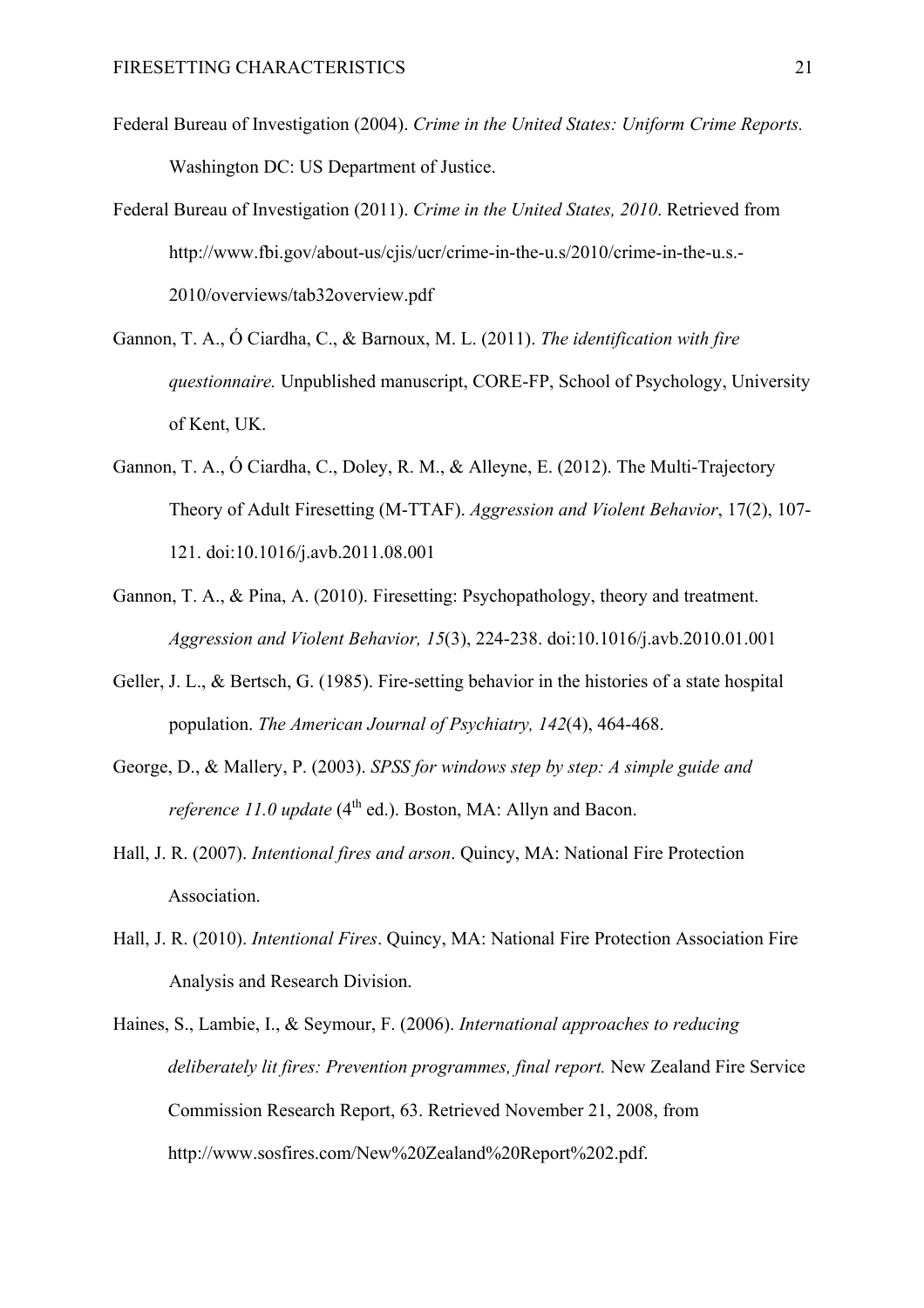Federal Bureau of Investigation (2004). *Crime in the United States: Uniform Crime Reports.* Washington DC: US Department of Justice.

Federal Bureau of Investigation (2011). *Crime in the United States, 2010*. Retrieved from http://www.fbi.gov/about-us/cjis/ucr/crime-in-the-u.s/2010/crime-in-the-u.s.-2010/overviews/tab32overview.pdf

Gannon, T. A., Ó Ciardha, C., & Barnoux, M. L. (2011). *The identification with fire questionnaire.* Unpublished manuscript, CORE-FP, School of Psychology, University of Kent, UK.

Gannon, T. A., Ó Ciardha, C., Doley, R. M., & Alleyne, E. (2012). The Multi-Trajectory Theory of Adult Firesetting (M-TTAF). *Aggression and Violent Behavior*, 17(2), 107-121. doi:10.1016/j.avb.2011.08.001

Gannon, T. A., & Pina, A. (2010). Firesetting: Psychopathology, theory and treatment. *Aggression and Violent Behavior, 15*(3), 224-238. doi:10.1016/j.avb.2010.01.001

Geller, J. L., & Bertsch, G. (1985). Fire-setting behavior in the histories of a state hospital population. *The American Journal of Psychiatry, 142*(4), 464-468.

George, D., & Mallery, P. (2003). *SPSS for windows step by step: A simple guide and reference 11.0 update* (4th ed.). Boston, MA: Allyn and Bacon.

Hall, J. R. (2007). *Intentional fires and arson*. Quincy, MA: National Fire Protection Association.

Hall, J. R. (2010). *Intentional Fires*. Quincy, MA: National Fire Protection Association Fire Analysis and Research Division.

Haines, S., Lambie, I., & Seymour, F. (2006). *International approaches to reducing deliberately lit fires: Prevention programmes, final report.* New Zealand Fire Service Commission Research Report, 63. Retrieved November 21, 2008, from http://www.sosfires.com/New%20Zealand%20Report%202.pdf.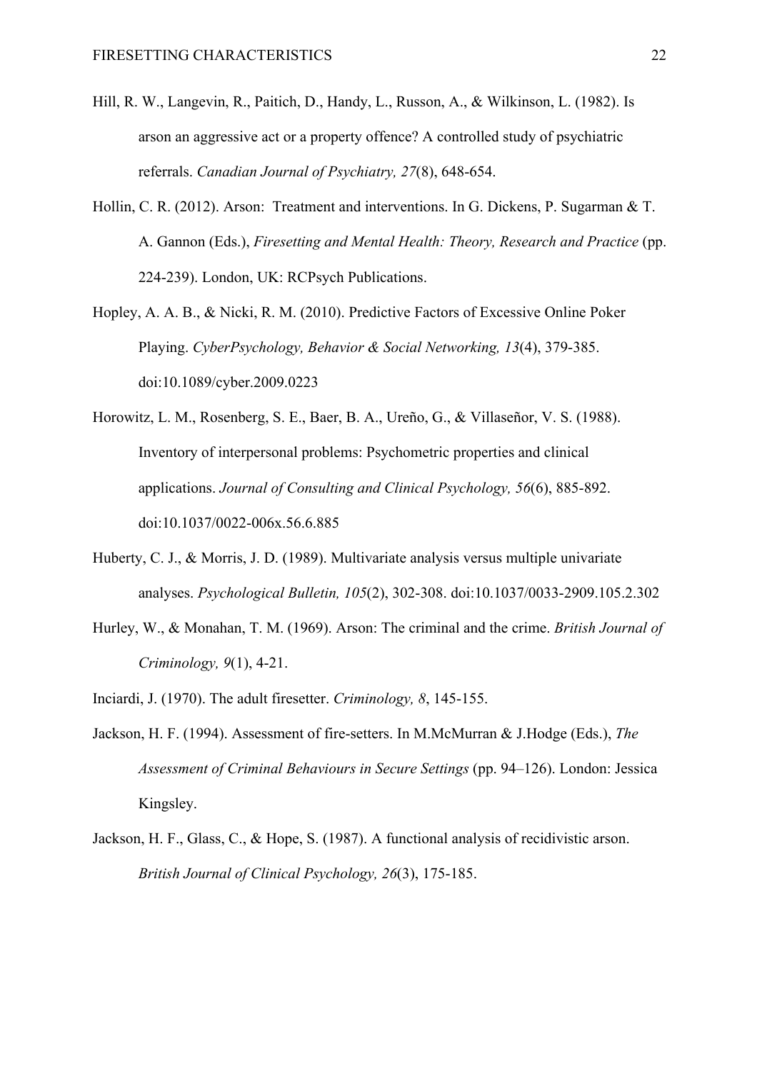Hill, R. W., Langevin, R., Paitich, D., Handy, L., Russon, A., & Wilkinson, L. (1982). Is arson an aggressive act or a property offence? A controlled study of psychiatric referrals. *Canadian Journal of Psychiatry, 27*(8), 648-654.

Hollin, C. R. (2012). Arson: Treatment and interventions. In G. Dickens, P. Sugarman & T. A. Gannon (Eds.), *Firesetting and Mental Health: Theory, Research and Practice* (pp. 224-239). London, UK: RCPsych Publications.

Hopley, A. A. B., & Nicki, R. M. (2010). Predictive Factors of Excessive Online Poker Playing. *CyberPsychology, Behavior & Social Networking, 13*(4), 379-385. doi:10.1089/cyber.2009.0223

Horowitz, L. M., Rosenberg, S. E., Baer, B. A., Ureño, G., & Villaseñor, V. S. (1988). Inventory of interpersonal problems: Psychometric properties and clinical applications. *Journal of Consulting and Clinical Psychology, 56*(6), 885-892. doi:10.1037/0022-006x.56.6.885

Huberty, C. J., & Morris, J. D. (1989). Multivariate analysis versus multiple univariate analyses. *Psychological Bulletin, 105*(2), 302-308. doi:10.1037/0033-2909.105.2.302

Hurley, W., & Monahan, T. M. (1969). Arson: The criminal and the crime. *British Journal of Criminology, 9*(1), 4-21.

Inciardi, J. (1970). The adult firesetter. *Criminology, 8*, 145-155.

Jackson, H. F. (1994). Assessment of fire-setters. In M.McMurran & J.Hodge (Eds.), *The Assessment of Criminal Behaviours in Secure Settings* (pp. 94–126). London: Jessica Kingsley.

Jackson, H. F., Glass, C., & Hope, S. (1987). A functional analysis of recidivistic arson. *British Journal of Clinical Psychology, 26*(3), 175-185.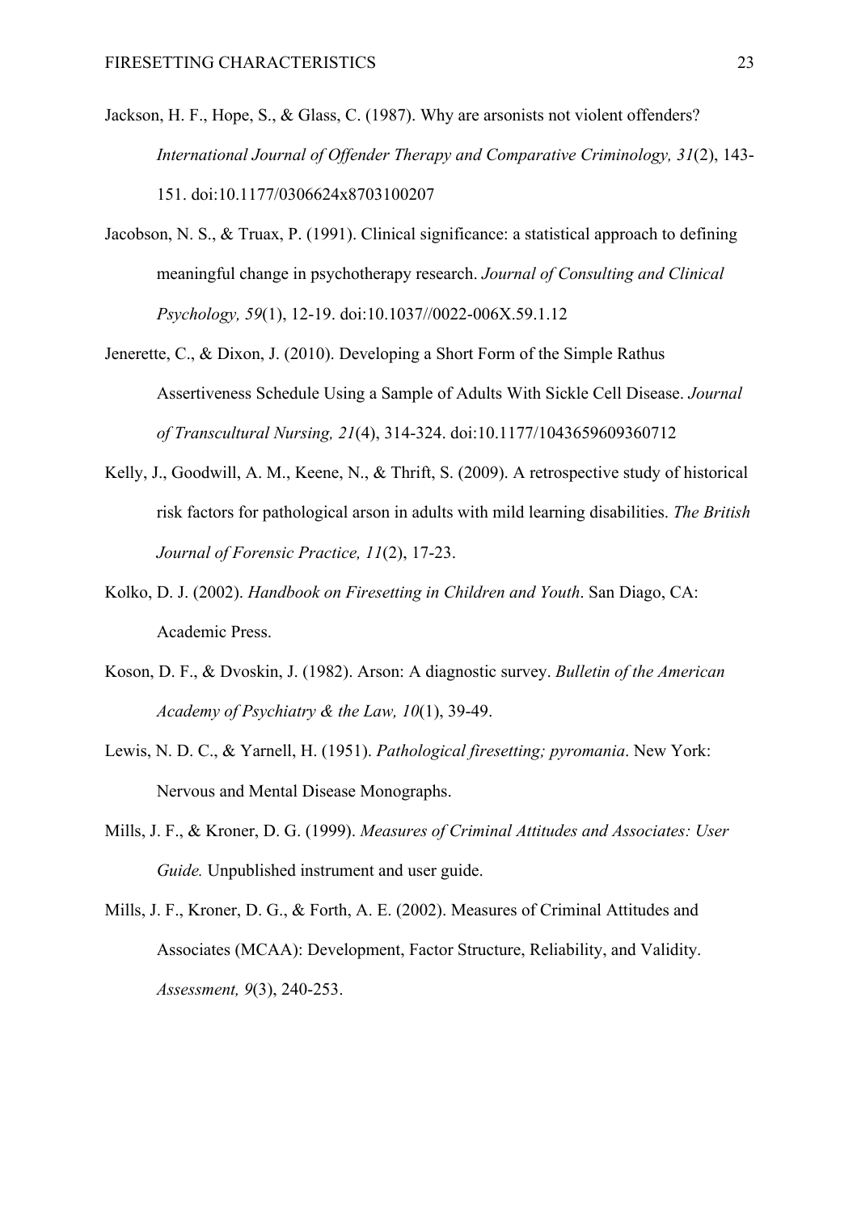Jackson, H. F., Hope, S., & Glass, C. (1987). Why are arsonists not violent offenders? *International Journal of Offender Therapy and Comparative Criminology, 31*(2), 143-151. doi:10.1177/0306624x8703100207

Jacobson, N. S., & Truax, P. (1991). Clinical significance: a statistical approach to defining meaningful change in psychotherapy research. *Journal of Consulting and Clinical Psychology, 59*(1), 12-19. doi:10.1037//0022-006X.59.1.12

Jenerette, C., & Dixon, J. (2010). Developing a Short Form of the Simple Rathus Assertiveness Schedule Using a Sample of Adults With Sickle Cell Disease. *Journal of Transcultural Nursing, 21*(4), 314-324. doi:10.1177/1043659609360712

Kelly, J., Goodwill, A. M., Keene, N., & Thrift, S. (2009). A retrospective study of historical risk factors for pathological arson in adults with mild learning disabilities. *The British Journal of Forensic Practice, 11*(2), 17-23.

Kolko, D. J. (2002). *Handbook on Firesetting in Children and Youth*. San Diago, CA: Academic Press.

Koson, D. F., & Dvoskin, J. (1982). Arson: A diagnostic survey. *Bulletin of the American Academy of Psychiatry & the Law, 10*(1), 39-49.

Lewis, N. D. C., & Yarnell, H. (1951). *Pathological firesetting; pyromania*. New York: Nervous and Mental Disease Monographs.

Mills, J. F., & Kroner, D. G. (1999). *Measures of Criminal Attitudes and Associates: User Guide.* Unpublished instrument and user guide.

Mills, J. F., Kroner, D. G., & Forth, A. E. (2002). Measures of Criminal Attitudes and Associates (MCAA): Development, Factor Structure, Reliability, and Validity. *Assessment, 9*(3), 240-253.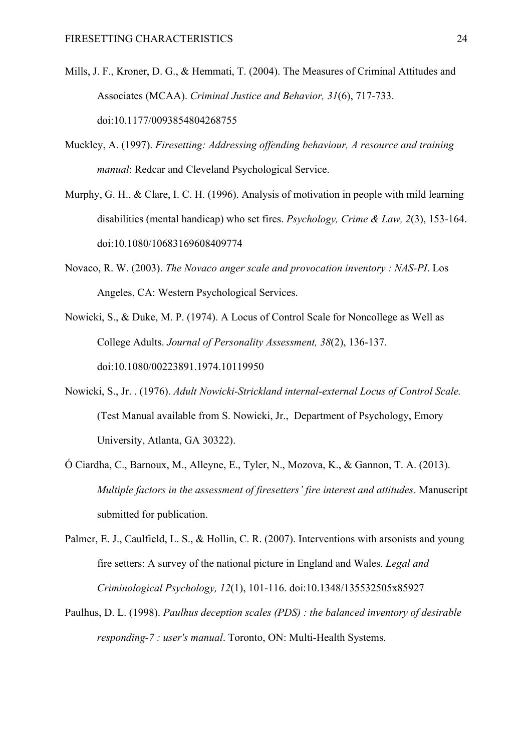Mills, J. F., Kroner, D. G., & Hemmati, T. (2004). The Measures of Criminal Attitudes and Associates (MCAA). *Criminal Justice and Behavior, 31*(6), 717-733. doi:10.1177/0093854804268755

Muckley, A. (1997). *Firesetting: Addressing offending behaviour, A resource and training manual*: Redcar and Cleveland Psychological Service.

Murphy, G. H., & Clare, I. C. H. (1996). Analysis of motivation in people with mild learning disabilities (mental handicap) who set fires. *Psychology, Crime & Law, 2*(3), 153-164. doi:10.1080/10683169608409774

Novaco, R. W. (2003). *The Novaco anger scale and provocation inventory : NAS-PI*. Los Angeles, CA: Western Psychological Services.

Nowicki, S., & Duke, M. P. (1974). A Locus of Control Scale for Noncollege as Well as College Adults. *Journal of Personality Assessment, 38*(2), 136-137. doi:10.1080/00223891.1974.10119950

Nowicki, S., Jr. . (1976). *Adult Nowicki-Strickland internal-external Locus of Control Scale.* (Test Manual available from S. Nowicki, Jr., Department of Psychology, Emory University, Atlanta, GA 30322).

Ó Ciardha, C., Barnoux, M., Alleyne, E., Tyler, N., Mozova, K., & Gannon, T. A. (2013). *Multiple factors in the assessment of firesetters' fire interest and attitudes*. Manuscript submitted for publication.

Palmer, E. J., Caulfield, L. S., & Hollin, C. R. (2007). Interventions with arsonists and young fire setters: A survey of the national picture in England and Wales. *Legal and Criminological Psychology, 12*(1), 101-116. doi:10.1348/135532505x85927

Paulhus, D. L. (1998). *Paulhus deception scales (PDS) : the balanced inventory of desirable responding-7 : user's manual*. Toronto, ON: Multi-Health Systems.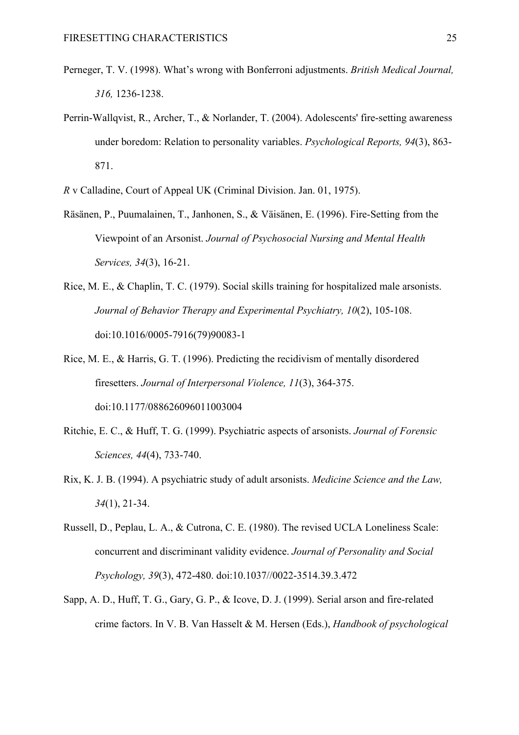Perneger, T. V. (1998). What's wrong with Bonferroni adjustments. *British Medical Journal, 316,* 1236-1238.

Perrin-Wallqvist, R., Archer, T., & Norlander, T. (2004). Adolescents' fire-setting awareness under boredom: Relation to personality variables. *Psychological Reports, 94*(3), 863-871.

*R* v Calladine, Court of Appeal UK (Criminal Division. Jan. 01, 1975).

Räsänen, P., Puumalainen, T., Janhonen, S., & Väisänen, E. (1996). Fire-Setting from the Viewpoint of an Arsonist. *Journal of Psychosocial Nursing and Mental Health Services, 34*(3), 16-21.

Rice, M. E., & Chaplin, T. C. (1979). Social skills training for hospitalized male arsonists. *Journal of Behavior Therapy and Experimental Psychiatry, 10*(2), 105-108. doi:10.1016/0005-7916(79)90083-1

Rice, M. E., & Harris, G. T. (1996). Predicting the recidivism of mentally disordered firesetters. *Journal of Interpersonal Violence, 11*(3), 364-375. doi:10.1177/088626096011003004

Ritchie, E. C., & Huff, T. G. (1999). Psychiatric aspects of arsonists. *Journal of Forensic Sciences, 44*(4), 733-740.

Rix, K. J. B. (1994). A psychiatric study of adult arsonists. *Medicine Science and the Law, 34*(1), 21-34.

Russell, D., Peplau, L. A., & Cutrona, C. E. (1980). The revised UCLA Loneliness Scale: concurrent and discriminant validity evidence. *Journal of Personality and Social Psychology, 39*(3), 472-480. doi:10.1037//0022-3514.39.3.472

Sapp, A. D., Huff, T. G., Gary, G. P., & Icove, D. J. (1999). Serial arson and fire-related crime factors. In V. B. Van Hasselt & M. Hersen (Eds.), *Handbook of psychological*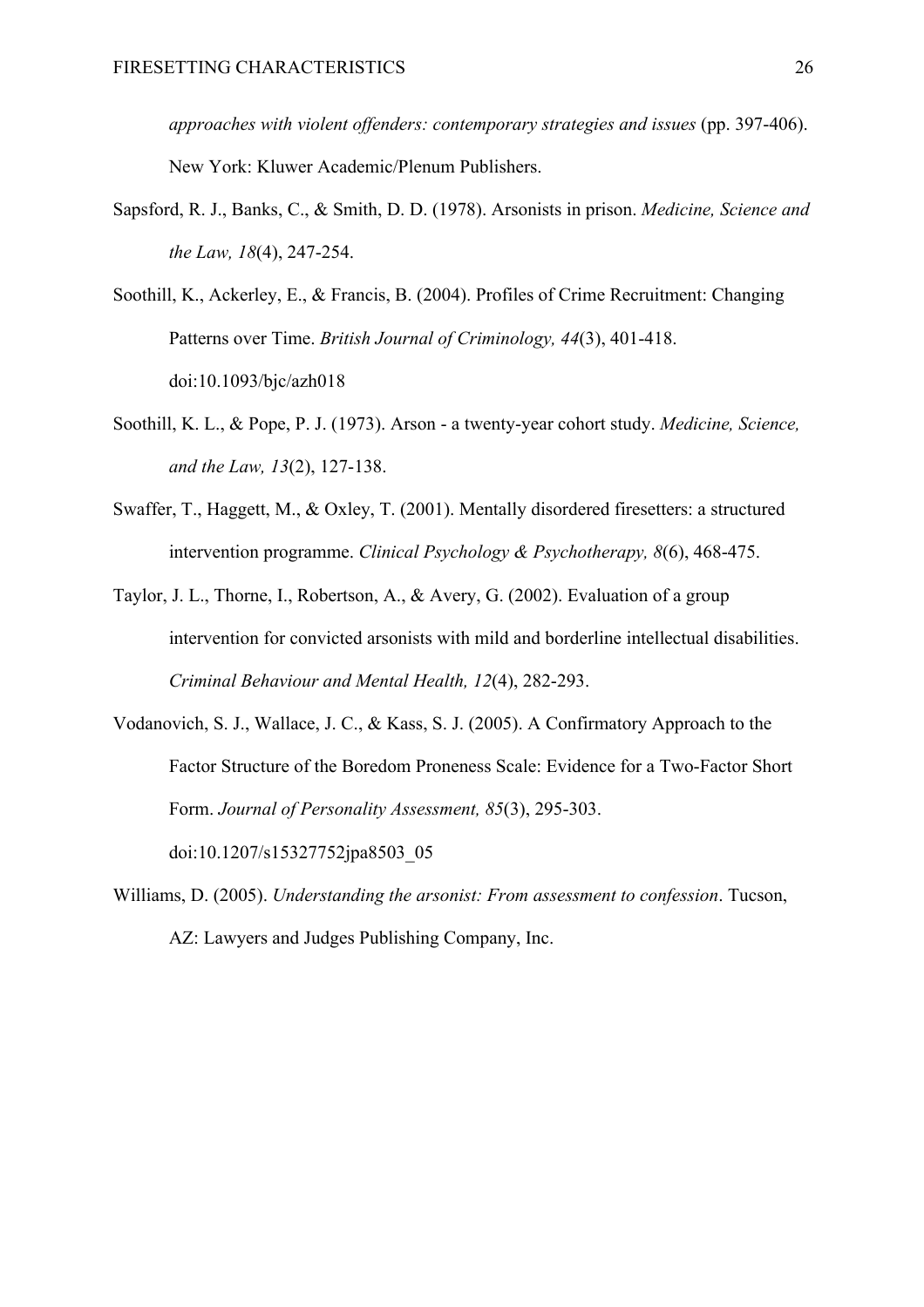*approaches with violent offenders: contemporary strategies and issues* (pp. 397-406). New York: Kluwer Academic/Plenum Publishers.

Sapsford, R. J., Banks, C., & Smith, D. D. (1978). Arsonists in prison. *Medicine, Science and the Law, 18*(4), 247-254.

Soothill, K., Ackerley, E., & Francis, B. (2004). Profiles of Crime Recruitment: Changing Patterns over Time. *British Journal of Criminology, 44*(3), 401-418. doi:10.1093/bjc/azh018

Soothill, K. L., & Pope, P. J. (1973). Arson - a twenty-year cohort study. *Medicine, Science, and the Law, 13*(2), 127-138.

Swaffer, T., Haggett, M., & Oxley, T. (2001). Mentally disordered firesetters: a structured intervention programme. *Clinical Psychology & Psychotherapy, 8*(6), 468-475.

Taylor, J. L., Thorne, I., Robertson, A., & Avery, G. (2002). Evaluation of a group intervention for convicted arsonists with mild and borderline intellectual disabilities. *Criminal Behaviour and Mental Health, 12*(4), 282-293.

Vodanovich, S. J., Wallace, J. C., & Kass, S. J. (2005). A Confirmatory Approach to the Factor Structure of the Boredom Proneness Scale: Evidence for a Two-Factor Short Form. *Journal of Personality Assessment, 85*(3), 295-303. doi:10.1207/s15327752jpa8503_05

Williams, D. (2005). *Understanding the arsonist: From assessment to confession*. Tucson, AZ: Lawyers and Judges Publishing Company, Inc.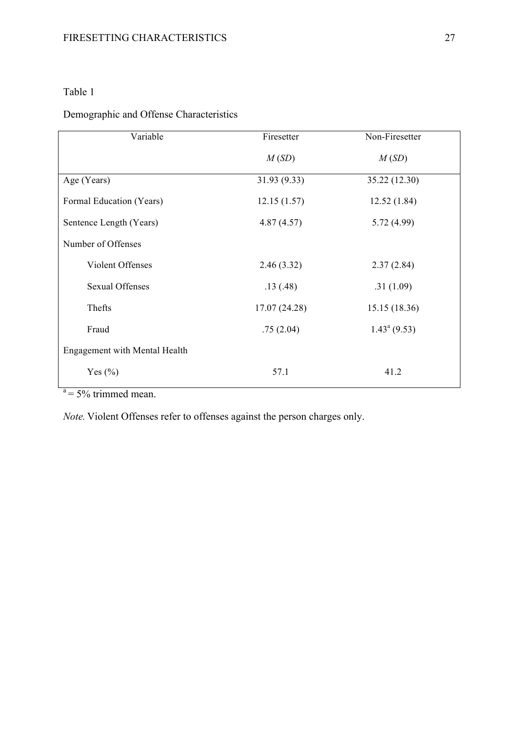Table 1

Demographic and Offense Characteristics

| Variable | Firesetter | Non-Firesetter |
| --- | --- | --- |
| | *M* (*SD*) | *M* (*SD*) |
| Age (Years) | 31.93 (9.33) | 35.22 (12.30) |
| Formal Education (Years) | 12.15 (1.57) | 12.52 (1.84) |
| Sentence Length (Years) | 4.87 (4.57) | 5.72 (4.99) |
| Number of Offenses | | |
| Violent Offenses | 2.46 (3.32) | 2.37 (2.84) |
| Sexual Offenses | .13 (.48) | .31 (1.09) |
| Thefts | 17.07 (24.28) | 15.15 (18.36) |
| Fraud | .75 (2.04) | 1.43[a] (9.53) |
| Engagement with Mental Health | | |
| Yes (%) | 57.1 | 41.2 |

[a] = 5% trimmed mean.

*Note.* Violent Offenses refer to offenses against the person charges only.